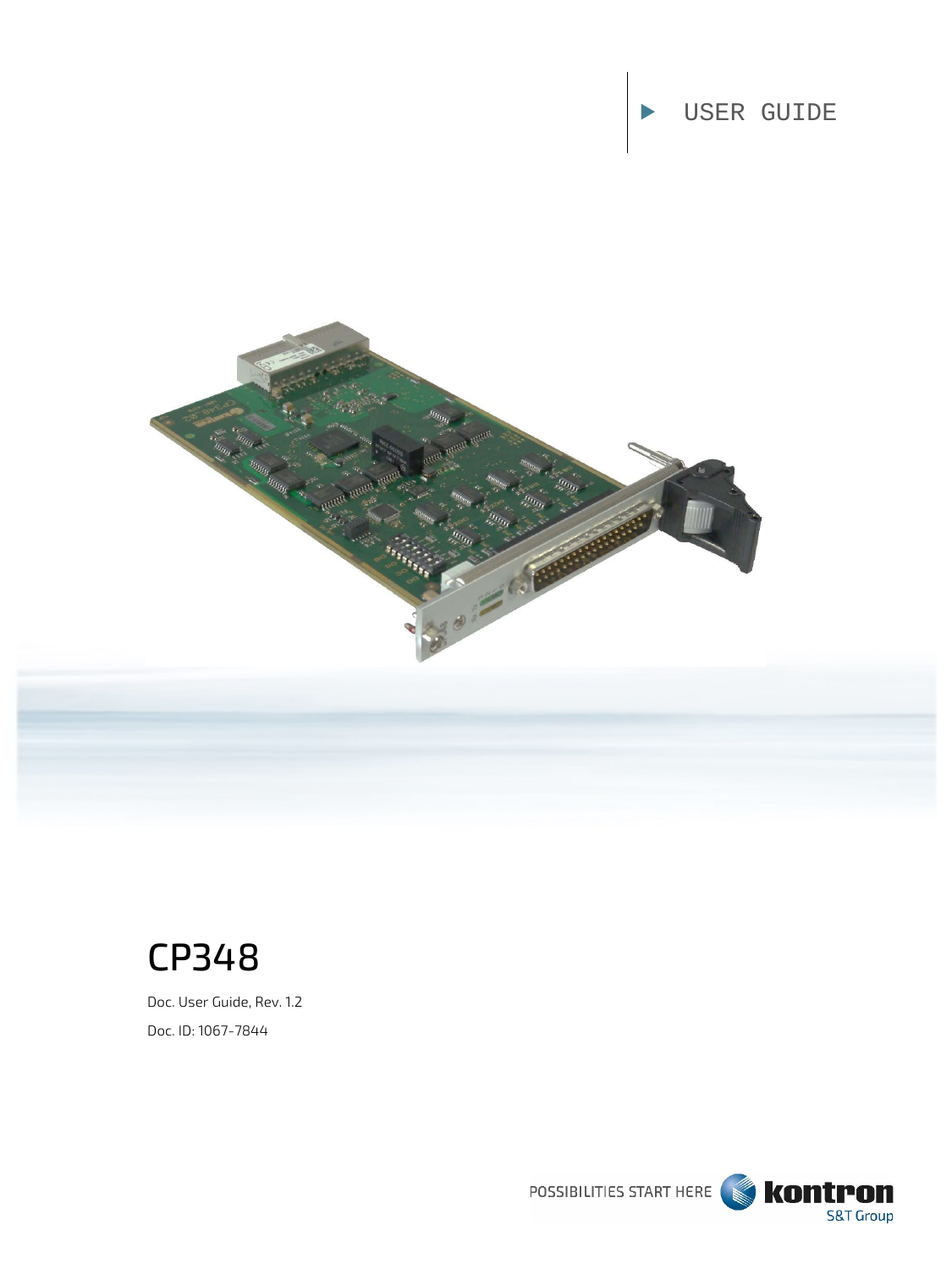USER GUIDE

# CP348

Doc. User Guide, Rev. 1.2

Doc. ID: 1067-7844

POSSIBILITIES START HERE kontron S&T Group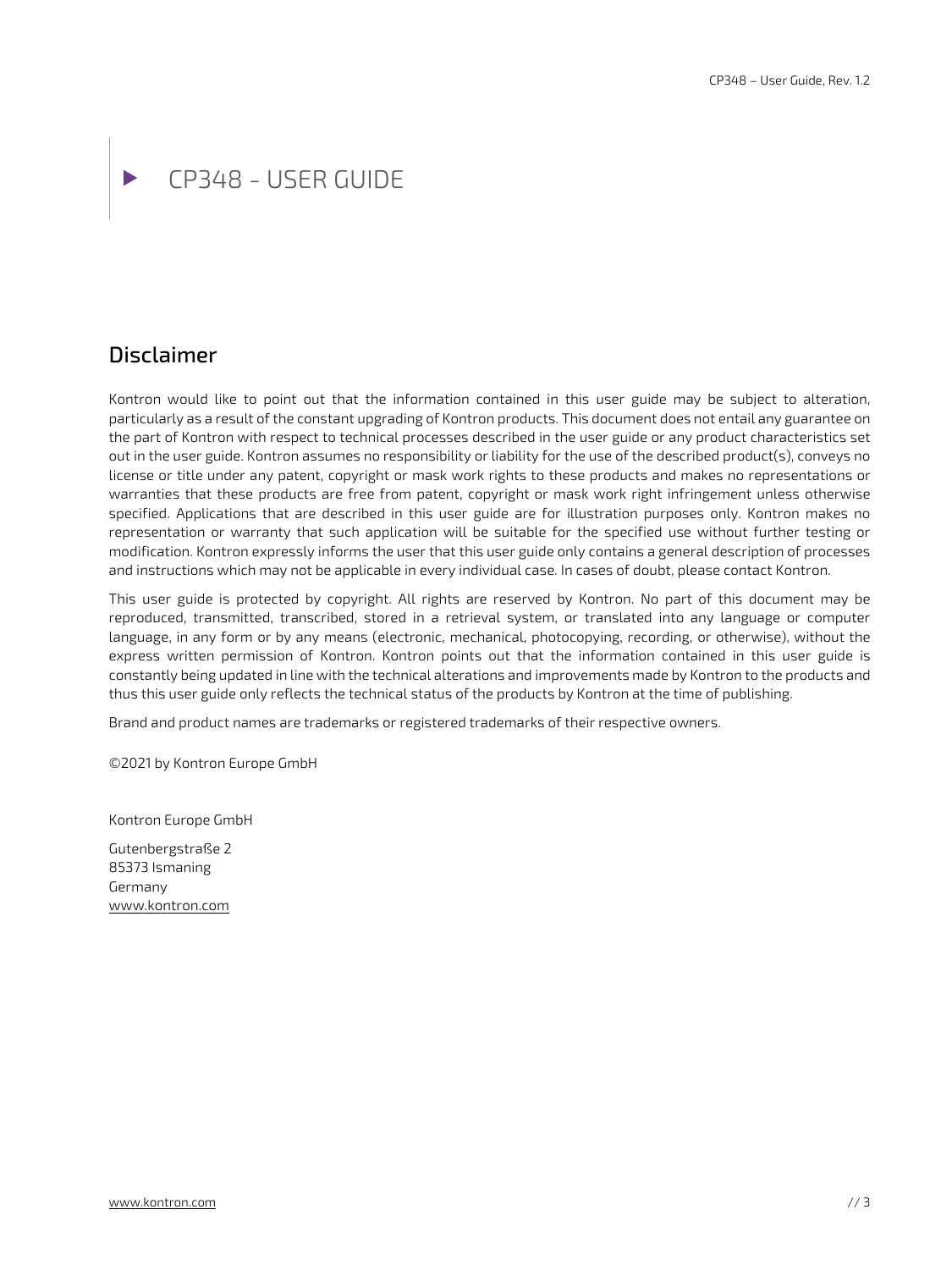# CP348 - USER GUIDE

## Disclaimer

Kontron would like to point out that the information contained in this user guide may be subject to alteration, particularly as a result of the constant upgrading of Kontron products. This document does not entail any guarantee on the part of Kontron with respect to technical processes described in the user guide or any product characteristics set out in the user guide. Kontron assumes no responsibility or liability for the use of the described product(s), conveys no license or title under any patent, copyright or mask work rights to these products and makes no representations or warranties that these products are free from patent, copyright or mask work right infringement unless otherwise specified. Applications that are described in this user guide are for illustration purposes only. Kontron makes no representation or warranty that such application will be suitable for the specified use without further testing or modification. Kontron expressly informs the user that this user guide only contains a general description of processes and instructions which may not be applicable in every individual case. In cases of doubt, please contact Kontron.

This user guide is protected by copyright. All rights are reserved by Kontron. No part of this document may be reproduced, transmitted, transcribed, stored in a retrieval system, or translated into any language or computer language, in any form or by any means (electronic, mechanical, photocopying, recording, or otherwise), without the express written permission of Kontron. Kontron points out that the information contained in this user guide is constantly being updated in line with the technical alterations and improvements made by Kontron to the products and thus this user guide only reflects the technical status of the products by Kontron at the time of publishing.

Brand and product names are trademarks or registered trademarks of their respective owners.

©2021 by Kontron Europe GmbH

Kontron Europe GmbH

Gutenbergstraße 2
85373 Ismaning
Germany
www.kontron.com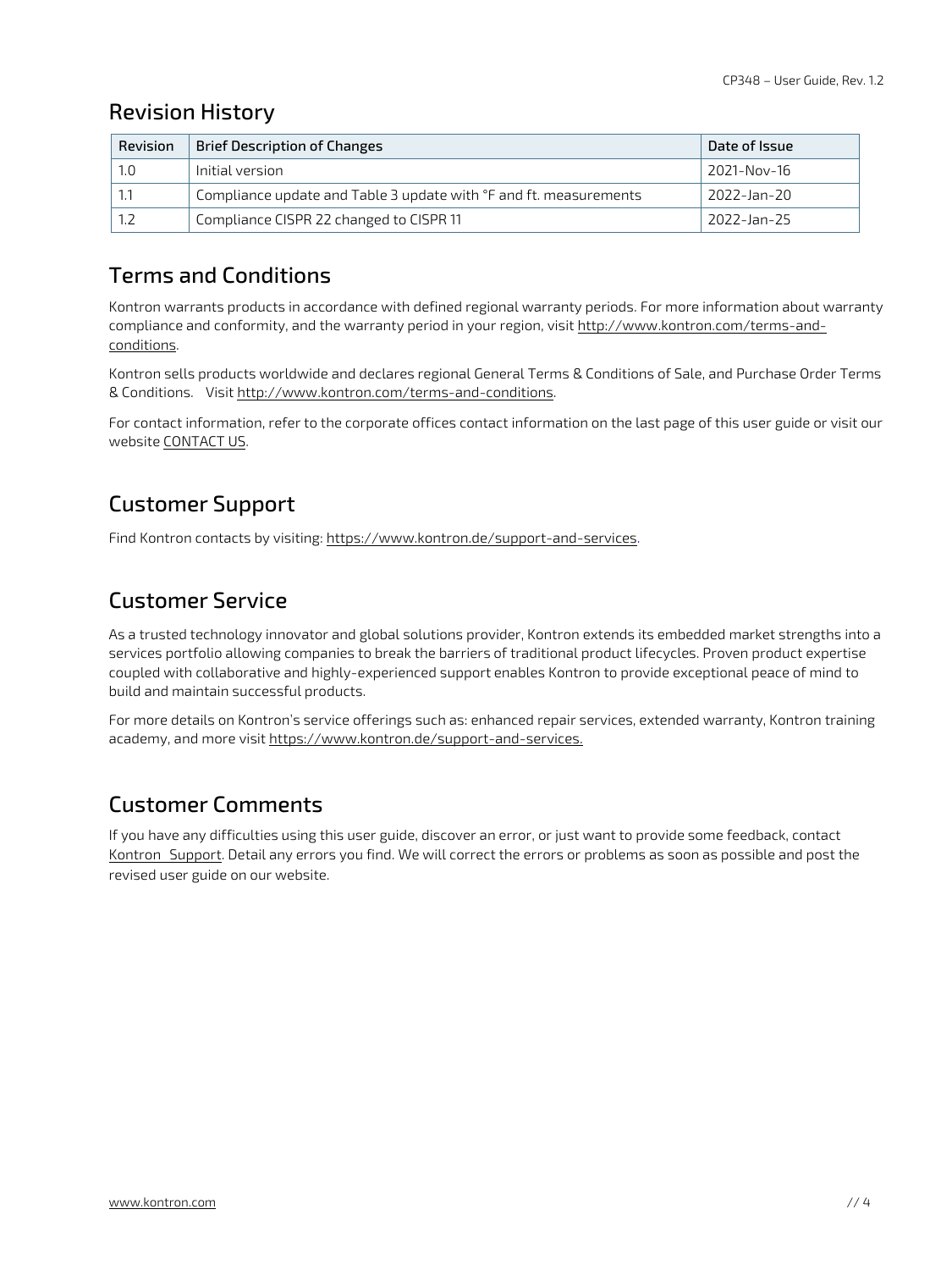## Revision History

| Revision | Brief Description of Changes | Date of Issue |
|---|---|---|
| 1.0 | Initial version | 2021-Nov-16 |
| 1.1 | Compliance update and Table 3 update with °F and ft. measurements | 2022-Jan-20 |
| 1.2 | Compliance CISPR 22 changed to CISPR 11 | 2022-Jan-25 |

## Terms and Conditions

Kontron warrants products in accordance with defined regional warranty periods. For more information about warranty compliance and conformity, and the warranty period in your region, visit http://www.kontron.com/terms-and-conditions.

Kontron sells products worldwide and declares regional General Terms & Conditions of Sale, and Purchase Order Terms & Conditions. Visit http://www.kontron.com/terms-and-conditions.

For contact information, refer to the corporate offices contact information on the last page of this user guide or visit our website CONTACT US.

## Customer Support

Find Kontron contacts by visiting: https://www.kontron.de/support-and-services.

## Customer Service

As a trusted technology innovator and global solutions provider, Kontron extends its embedded market strengths into a services portfolio allowing companies to break the barriers of traditional product lifecycles. Proven product expertise coupled with collaborative and highly-experienced support enables Kontron to provide exceptional peace of mind to build and maintain successful products.

For more details on Kontron's service offerings such as: enhanced repair services, extended warranty, Kontron training academy, and more visit https://www.kontron.de/support-and-services.

## Customer Comments

If you have any difficulties using this user guide, discover an error, or just want to provide some feedback, contact Kontron Support. Detail any errors you find. We will correct the errors or problems as soon as possible and post the revised user guide on our website.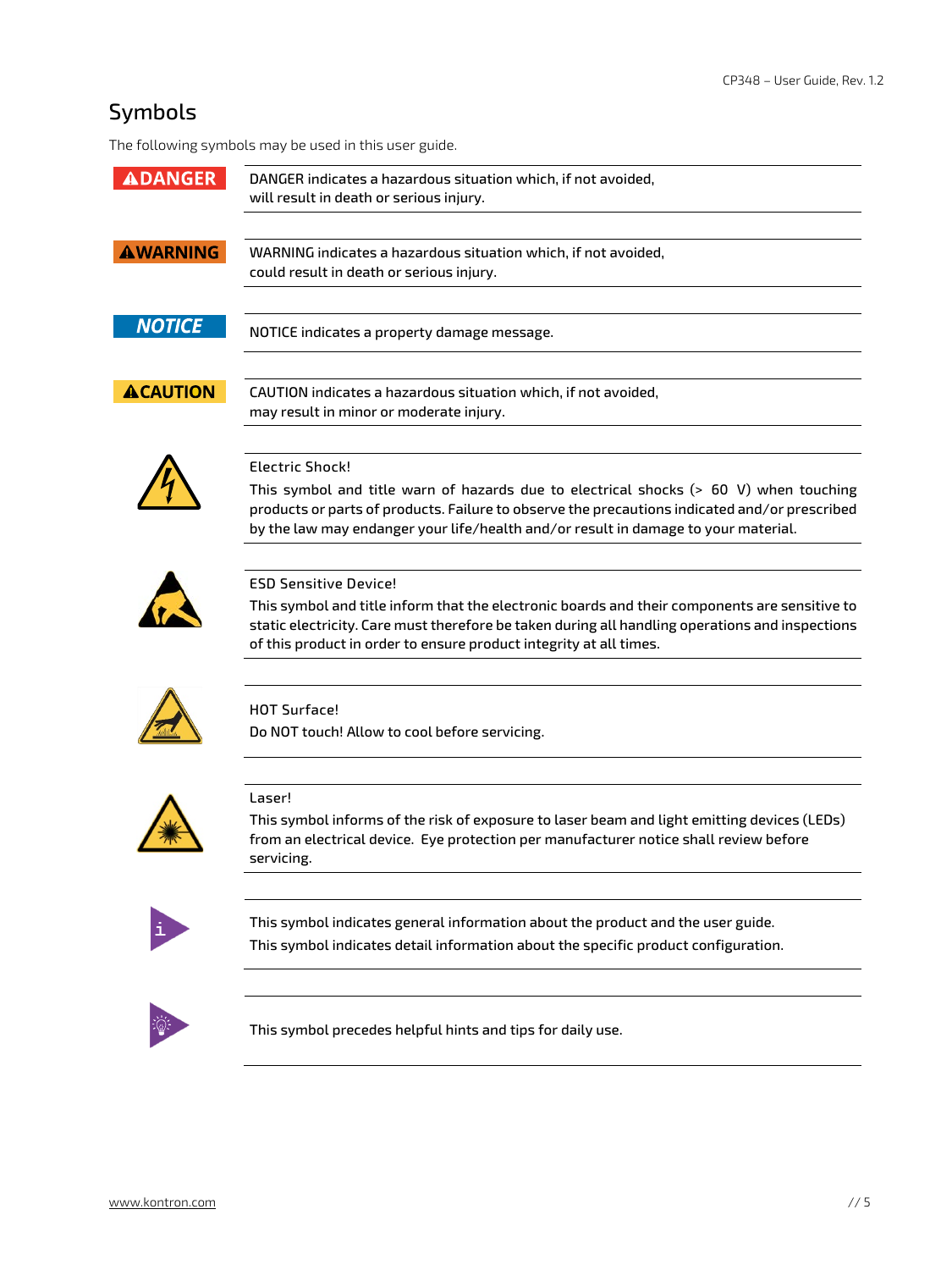# Symbols

The following symbols may be used in this user guide.

| | |
|---|---|
| **DANGER** | DANGER indicates a hazardous situation which, if not avoided, will result in death or serious injury. |
| **WARNING** | WARNING indicates a hazardous situation which, if not avoided, could result in death or serious injury. |
| **NOTICE** | NOTICE indicates a property damage message. |
| **CAUTION** | CAUTION indicates a hazardous situation which, if not avoided, may result in minor or moderate injury. |
| | Electric Shock!<br>This symbol and title warn of hazards due to electrical shocks (> 60 V) when touching products or parts of products. Failure to observe the precautions indicated and/or prescribed by the law may endanger your life/health and/or result in damage to your material. |
| | ESD Sensitive Device!<br>This symbol and title inform that the electronic boards and their components are sensitive to static electricity. Care must therefore be taken during all handling operations and inspections of this product in order to ensure product integrity at all times. |
| | HOT Surface!<br>Do NOT touch! Allow to cool before servicing. |
| | Laser!<br>This symbol informs of the risk of exposure to laser beam and light emitting devices (LEDs) from an electrical device. Eye protection per manufacturer notice shall review before servicing. |
| | This symbol indicates general information about the product and the user guide.<br>This symbol indicates detail information about the specific product configuration. |
| | This symbol precedes helpful hints and tips for daily use. |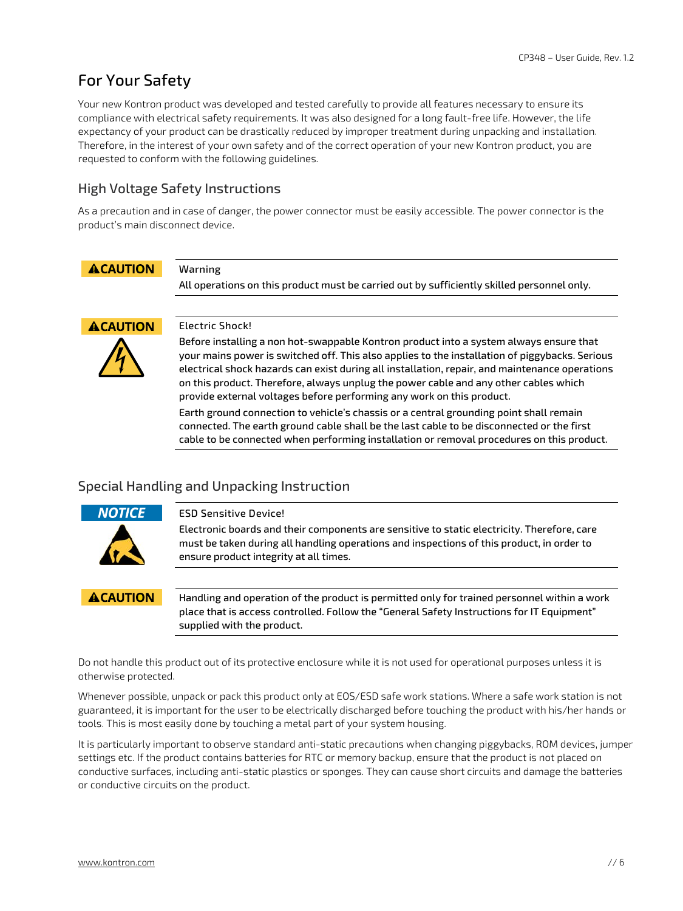# For Your Safety

Your new Kontron product was developed and tested carefully to provide all features necessary to ensure its compliance with electrical safety requirements. It was also designed for a long fault-free life. However, the life expectancy of your product can be drastically reduced by improper treatment during unpacking and installation. Therefore, in the interest of your own safety and of the correct operation of your new Kontron product, you are requested to conform with the following guidelines.

## High Voltage Safety Instructions

As a precaution and in case of danger, the power connector must be easily accessible. The power connector is the product's main disconnect device.

**⚠CAUTION**

Warning

**All operations on this product must be carried out by sufficiently skilled personnel only.**

**⚠CAUTION**

Electric Shock!

**Before installing a non hot-swappable Kontron product into a system always ensure that your mains power is switched off. This also applies to the installation of piggybacks. Serious electrical shock hazards can exist during all installation, repair, and maintenance operations on this product. Therefore, always unplug the power cable and any other cables which provide external voltages before performing any work on this product.**

**Earth ground connection to vehicle's chassis or a central grounding point shall remain connected. The earth ground cable shall be the last cable to be disconnected or the first cable to be connected when performing installation or removal procedures on this product.**

## Special Handling and Unpacking Instruction

***NOTICE***

ESD Sensitive Device!

**Electronic boards and their components are sensitive to static electricity. Therefore, care must be taken during all handling operations and inspections of this product, in order to ensure product integrity at all times.**

**⚠CAUTION**

**Handling and operation of the product is permitted only for trained personnel within a work place that is access controlled. Follow the "General Safety Instructions for IT Equipment" supplied with the product.**

Do not handle this product out of its protective enclosure while it is not used for operational purposes unless it is otherwise protected.

Whenever possible, unpack or pack this product only at EOS/ESD safe work stations. Where a safe work station is not guaranteed, it is important for the user to be electrically discharged before touching the product with his/her hands or tools. This is most easily done by touching a metal part of your system housing.

It is particularly important to observe standard anti-static precautions when changing piggybacks, ROM devices, jumper settings etc. If the product contains batteries for RTC or memory backup, ensure that the product is not placed on conductive surfaces, including anti-static plastics or sponges. They can cause short circuits and damage the batteries or conductive circuits on the product.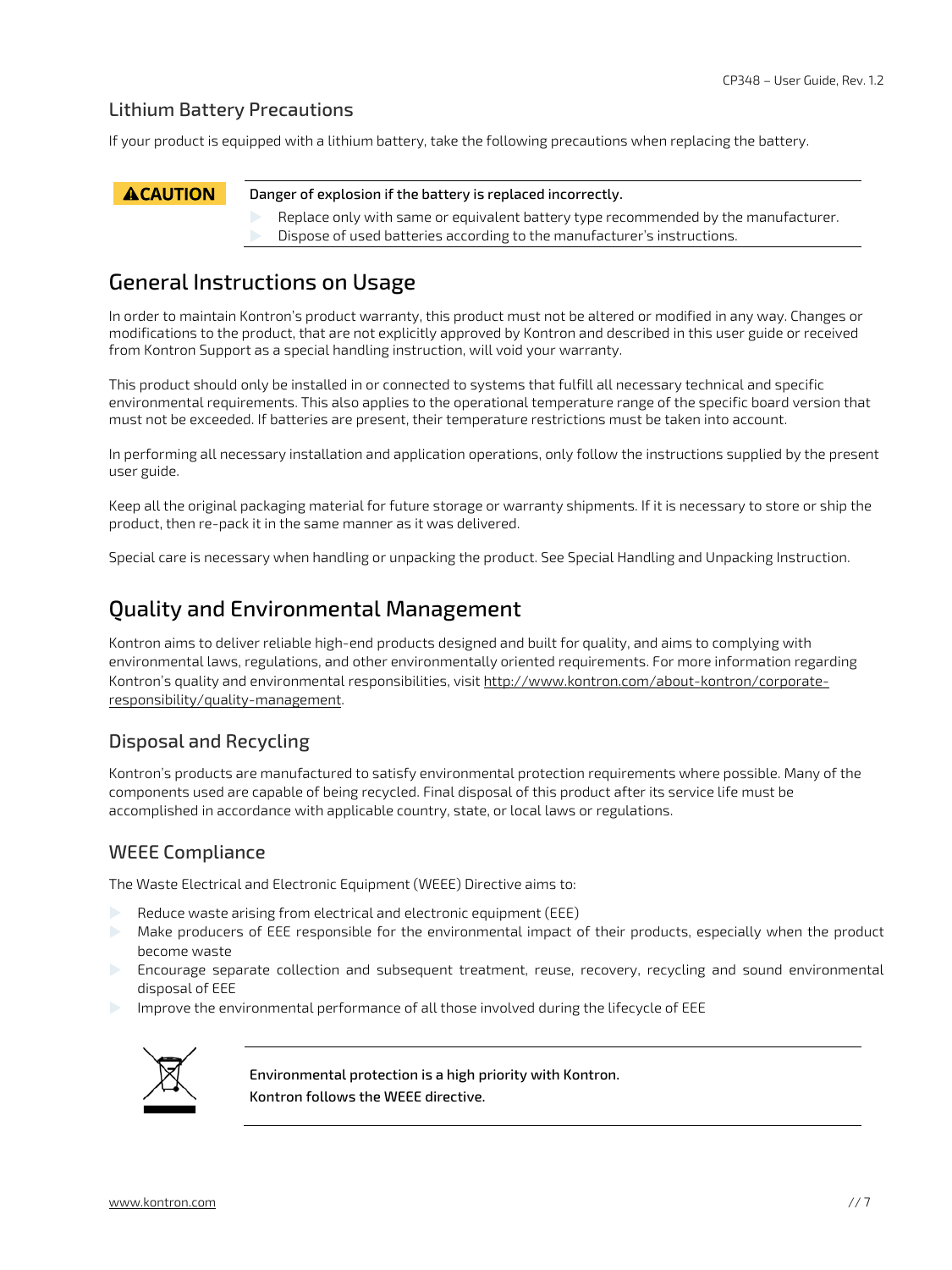### Lithium Battery Precautions

If your product is equipped with a lithium battery, take the following precautions when replacing the battery.

**⚠CAUTION**

**Danger of explosion if the battery is replaced incorrectly.**

- Replace only with same or equivalent battery type recommended by the manufacturer.
- Dispose of used batteries according to the manufacturer's instructions.

## General Instructions on Usage

In order to maintain Kontron's product warranty, this product must not be altered or modified in any way. Changes or modifications to the product, that are not explicitly approved by Kontron and described in this user guide or received from Kontron Support as a special handling instruction, will void your warranty.

This product should only be installed in or connected to systems that fulfill all necessary technical and specific environmental requirements. This also applies to the operational temperature range of the specific board version that must not be exceeded. If batteries are present, their temperature restrictions must be taken into account.

In performing all necessary installation and application operations, only follow the instructions supplied by the present user guide.

Keep all the original packaging material for future storage or warranty shipments. If it is necessary to store or ship the product, then re-pack it in the same manner as it was delivered.

Special care is necessary when handling or unpacking the product. See Special Handling and Unpacking Instruction.

## Quality and Environmental Management

Kontron aims to deliver reliable high-end products designed and built for quality, and aims to complying with environmental laws, regulations, and other environmentally oriented requirements. For more information regarding Kontron's quality and environmental responsibilities, visit http://www.kontron.com/about-kontron/corporate-responsibility/quality-management.

### Disposal and Recycling

Kontron's products are manufactured to satisfy environmental protection requirements where possible. Many of the components used are capable of being recycled. Final disposal of this product after its service life must be accomplished in accordance with applicable country, state, or local laws or regulations.

### WEEE Compliance

The Waste Electrical and Electronic Equipment (WEEE) Directive aims to:

- Reduce waste arising from electrical and electronic equipment (EEE)
- Make producers of EEE responsible for the environmental impact of their products, especially when the product become waste
- Encourage separate collection and subsequent treatment, reuse, recovery, recycling and sound environmental disposal of EEE
- Improve the environmental performance of all those involved during the lifecycle of EEE

**Environmental protection is a high priority with Kontron.**
**Kontron follows the WEEE directive.**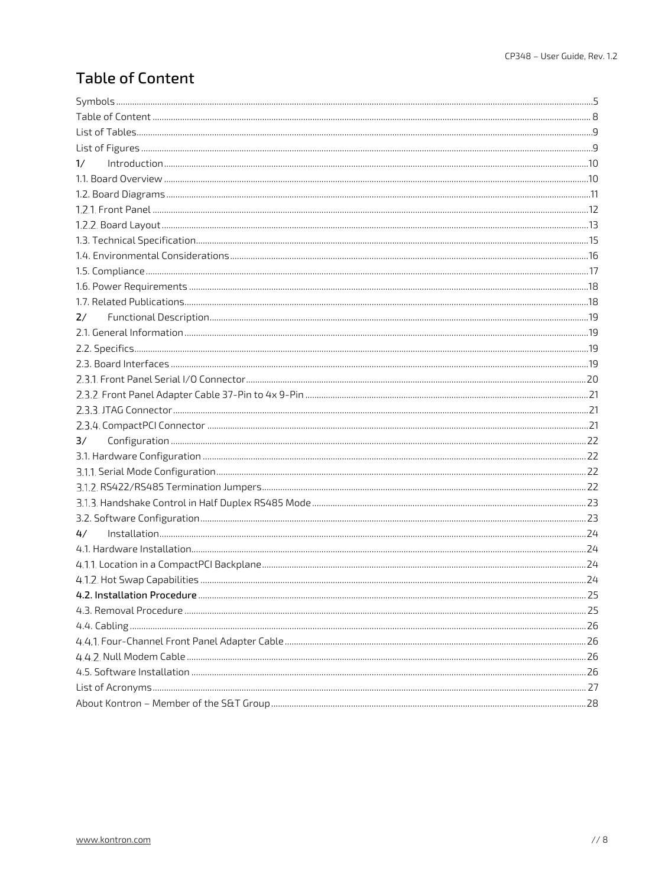# Table of Content

Symbols ....5
Table of Content .... 8
List of Tables....9
List of Figures ....9
1/ Introduction....10
1.1. Board Overview ....10
1.2. Board Diagrams....11
1.2.1. Front Panel ....12
1.2.2. Board Layout....13
1.3. Technical Specification....15
1.4. Environmental Considerations....16
1.5. Compliance....17
1.6. Power Requirements ....18
1.7. Related Publications....18
2/ Functional Description....19
2.1. General Information....19
2.2. Specifics....19
2.3. Board Interfaces ....19
2.3.1. Front Panel Serial I/O Connector....20
2.3.2. Front Panel Adapter Cable 37-Pin to 4x 9-Pin ....21
2.3.3. JTAG Connector....21
2.3.4. CompactPCI Connector ....21
3/ Configuration .... 22
3.1. Hardware Configuration .... 22
3.1.1. Serial Mode Configuration.... 22
3.1.2. RS422/RS485 Termination Jumpers.... 22
3.1.3. Handshake Control in Half Duplex RS485 Mode.... 23
3.2. Software Configuration.... 23
4/ Installation....24
4.1. Hardware Installation....24
4.1.1. Location in a CompactPCI Backplane....24
4.1.2. Hot Swap Capabilities ....24
**4.2. Installation Procedure** .... 25
4.3. Removal Procedure .... 25
4.4. Cabling .... 26
4.4.1. Four-Channel Front Panel Adapter Cable.... 26
4.4.2. Null Modem Cable .... 26
4.5. Software Installation .... 26
List of Acronyms.... 27
About Kontron – Member of the S&T Group....28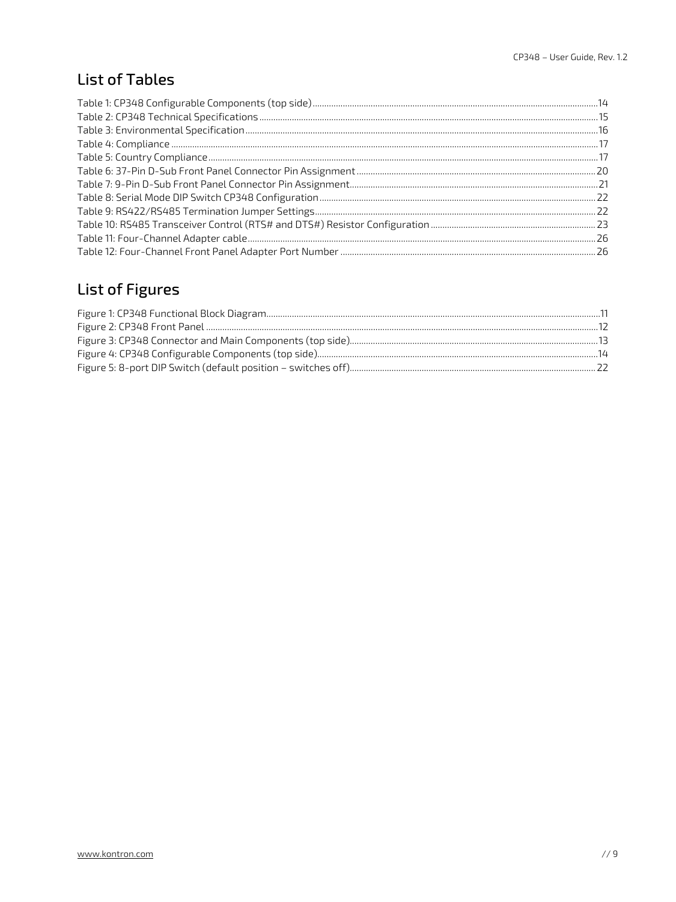## List of Tables

Table 1: CP348 Configurable Components (top side)....14
Table 2: CP348 Technical Specifications....15
Table 3: Environmental Specification....16
Table 4: Compliance....17
Table 5: Country Compliance....17
Table 6: 37-Pin D-Sub Front Panel Connector Pin Assignment....20
Table 7: 9-Pin D-Sub Front Panel Connector Pin Assignment....21
Table 8: Serial Mode DIP Switch CP348 Configuration....22
Table 9: RS422/RS485 Termination Jumper Settings....22
Table 10: RS485 Transceiver Control (RTS# and DTS#) Resistor Configuration....23
Table 11: Four-Channel Adapter cable....26
Table 12: Four-Channel Front Panel Adapter Port Number....26

## List of Figures

Figure 1: CP348 Functional Block Diagram....11
Figure 2: CP348 Front Panel....12
Figure 3: CP348 Connector and Main Components (top side)....13
Figure 4: CP348 Configurable Components (top side)....14
Figure 5: 8-port DIP Switch (default position – switches off)....22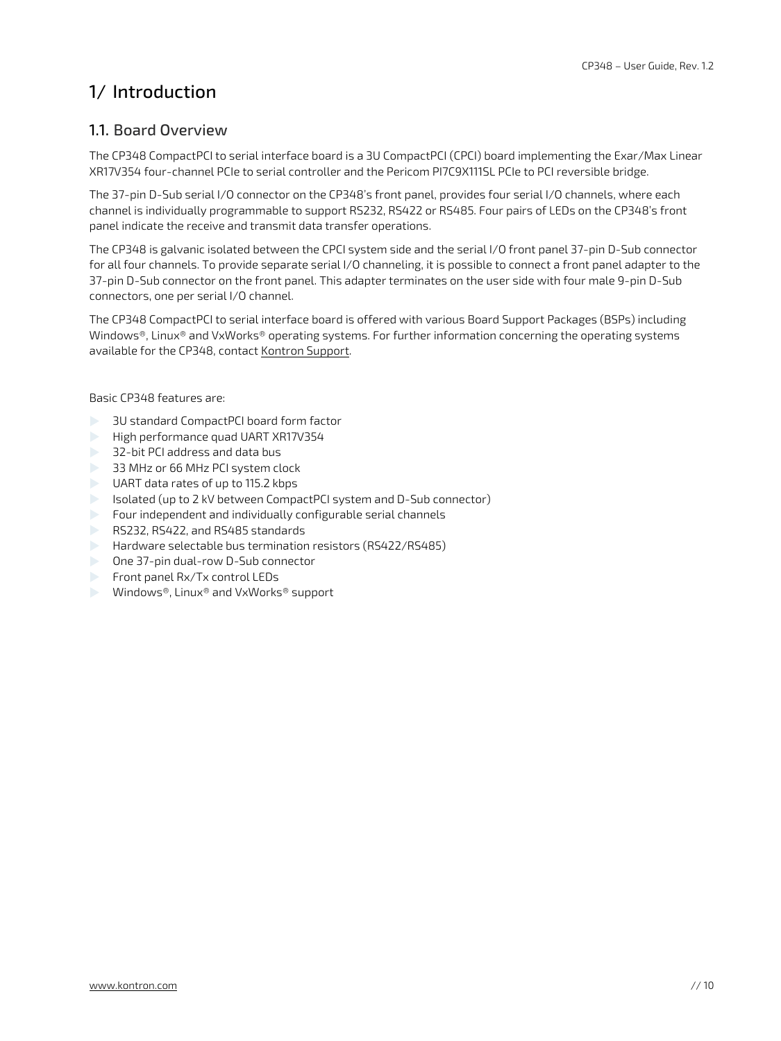# 1/ Introduction

## 1.1. Board Overview

The CP348 CompactPCI to serial interface board is a 3U CompactPCI (CPCI) board implementing the Exar/Max Linear XR17V354 four-channel PCIe to serial controller and the Pericom PI7C9X111SL PCIe to PCI reversible bridge.

The 37-pin D-Sub serial I/O connector on the CP348's front panel, provides four serial I/O channels, where each channel is individually programmable to support RS232, RS422 or RS485. Four pairs of LEDs on the CP348's front panel indicate the receive and transmit data transfer operations.

The CP348 is galvanic isolated between the CPCI system side and the serial I/O front panel 37-pin D-Sub connector for all four channels. To provide separate serial I/O channeling, it is possible to connect a front panel adapter to the 37-pin D-Sub connector on the front panel. This adapter terminates on the user side with four male 9-pin D-Sub connectors, one per serial I/O channel.

The CP348 CompactPCI to serial interface board is offered with various Board Support Packages (BSPs) including Windows®, Linux® and VxWorks® operating systems. For further information concerning the operating systems available for the CP348, contact Kontron Support.

Basic CP348 features are:

- 3U standard CompactPCI board form factor
- High performance quad UART XR17V354
- 32-bit PCI address and data bus
- 33 MHz or 66 MHz PCI system clock
- UART data rates of up to 115.2 kbps
- Isolated (up to 2 kV between CompactPCI system and D-Sub connector)
- Four independent and individually configurable serial channels
- RS232, RS422, and RS485 standards
- Hardware selectable bus termination resistors (RS422/RS485)
- One 37-pin dual-row D-Sub connector
- Front panel Rx/Tx control LEDs
- Windows®, Linux® and VxWorks® support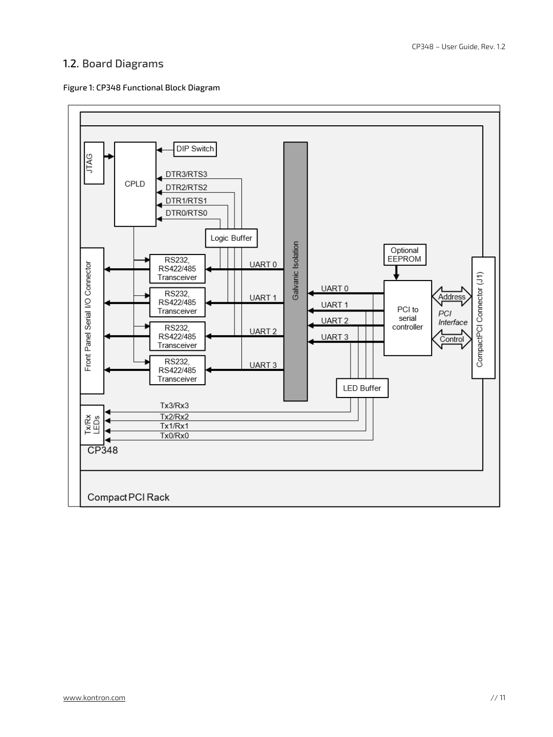## 1.2. Board Diagrams

**Figure 1: CP348 Functional Block Diagram**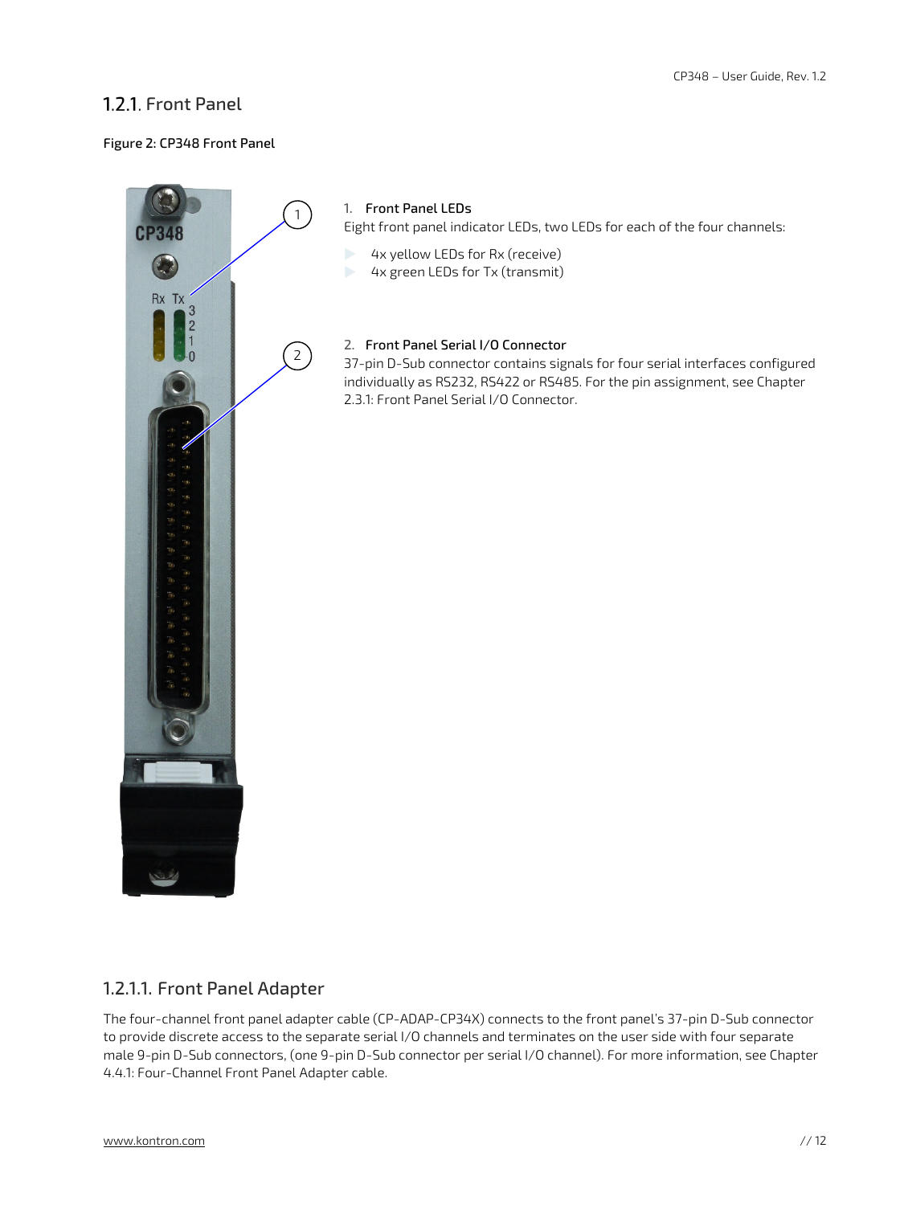### 1.2.1. Front Panel

**Figure 2: CP348 Front Panel**

1. **Front Panel LEDs**

   Eight front panel indicator LEDs, two LEDs for each of the four channels:

   - 4x yellow LEDs for Rx (receive)
   - 4x green LEDs for Tx (transmit)

2. **Front Panel Serial I/O Connector**

   37-pin D-Sub connector contains signals for four serial interfaces configured individually as RS232, RS422 or RS485. For the pin assignment, see Chapter 2.3.1: Front Panel Serial I/O Connector.

#### 1.2.1.1. Front Panel Adapter

The four-channel front panel adapter cable (CP-ADAP-CP34X) connects to the front panel's 37-pin D-Sub connector to provide discrete access to the separate serial I/O channels and terminates on the user side with four separate male 9-pin D-Sub connectors, (one 9-pin D-Sub connector per serial I/O channel). For more information, see Chapter 4.4.1: Four-Channel Front Panel Adapter cable.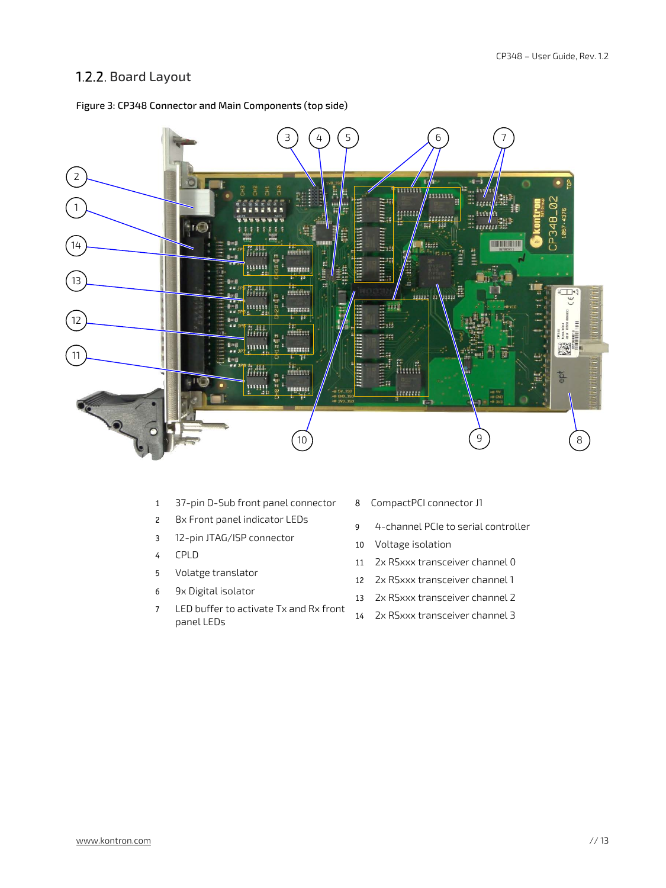## 1.2.2. Board Layout

Figure 3: CP348 Connector and Main Components (top side)

1. 37-pin D-Sub front panel connector
2. 8x Front panel indicator LEDs
3. 12-pin JTAG/ISP connector
4. CPLD
5. Volatge translator
6. 9x Digital isolator
7. LED buffer to activate Tx and Rx front panel LEDs
8. CompactPCI connector J1
9. 4-channel PCIe to serial controller
10. Voltage isolation
11. 2x RSxxx transceiver channel 0
12. 2x RSxxx transceiver channel 1
13. 2x RSxxx transceiver channel 2
14. 2x RSxxx transceiver channel 3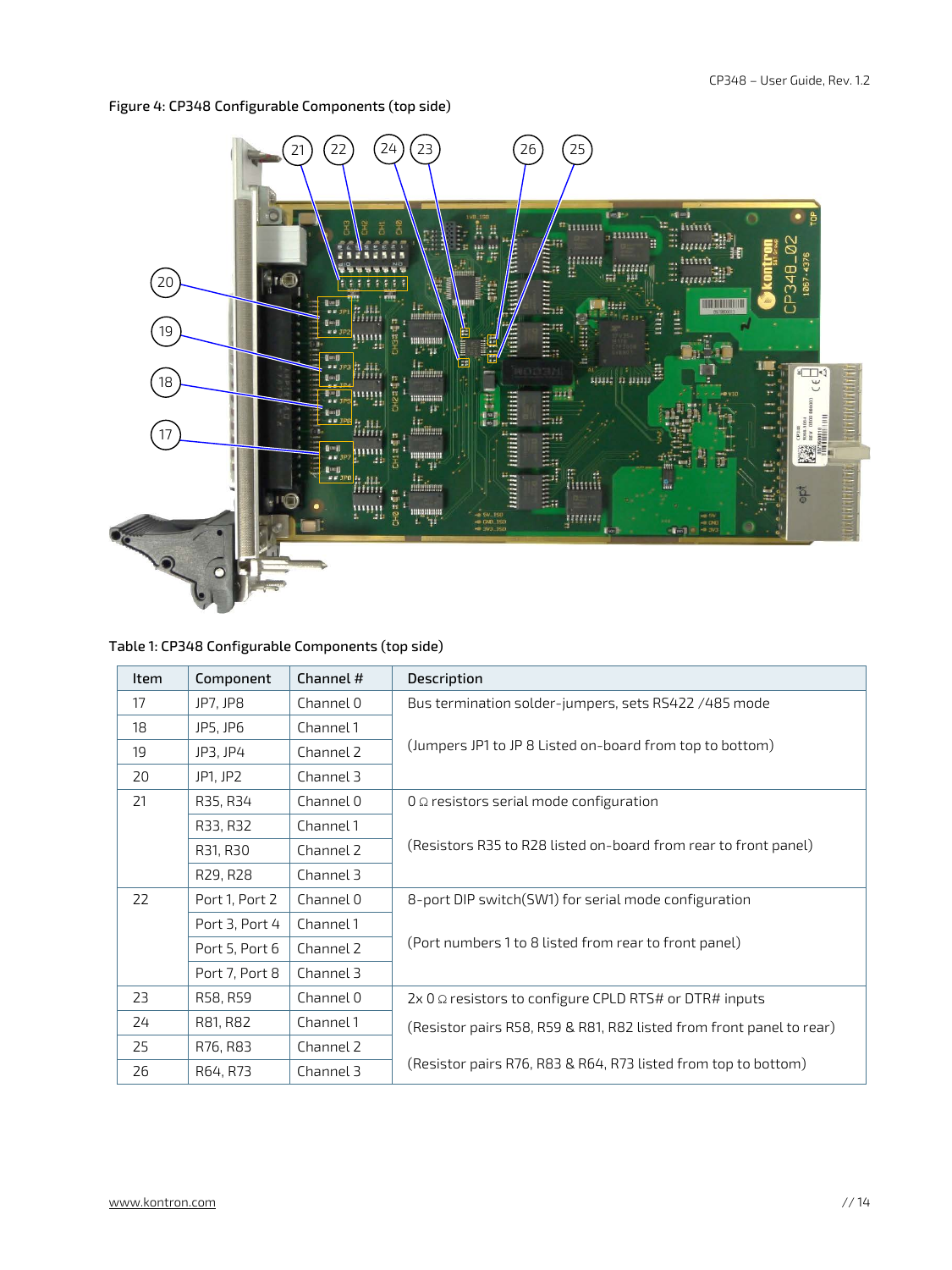Figure 4: CP348 Configurable Components (top side)

Table 1: CP348 Configurable Components (top side)

| Item | Component | Channel # | Description |
|---|---|---|---|
| 17 | JP7, JP8 | Channel 0 | Bus termination solder-jumpers, sets RS422 /485 mode |
| 18 | JP5, JP6 | Channel 1 | (Jumpers JP1 to JP 8 Listed on-board from top to bottom) |
| 19 | JP3, JP4 | Channel 2 | |
| 20 | JP1, JP2 | Channel 3 | |
| 21 | R35, R34 | Channel 0 | 0 Ω resistors serial mode configuration |
| | R33, R32 | Channel 1 | (Resistors R35 to R28 listed on-board from rear to front panel) |
| | R31, R30 | Channel 2 | |
| | R29, R28 | Channel 3 | |
| 22 | Port 1, Port 2 | Channel 0 | 8-port DIP switch(SW1) for serial mode configuration |
| | Port 3, Port 4 | Channel 1 | (Port numbers 1 to 8 listed from rear to front panel) |
| | Port 5, Port 6 | Channel 2 | |
| | Port 7, Port 8 | Channel 3 | |
| 23 | R58, R59 | Channel 0 | 2x 0 Ω resistors to configure CPLD RTS# or DTR# inputs |
| 24 | R81, R82 | Channel 1 | (Resistor pairs R58, R59 & R81, R82 listed from front panel to rear) |
| 25 | R76, R83 | Channel 2 | (Resistor pairs R76, R83 & R64, R73 listed from top to bottom) |
| 26 | R64, R73 | Channel 3 | |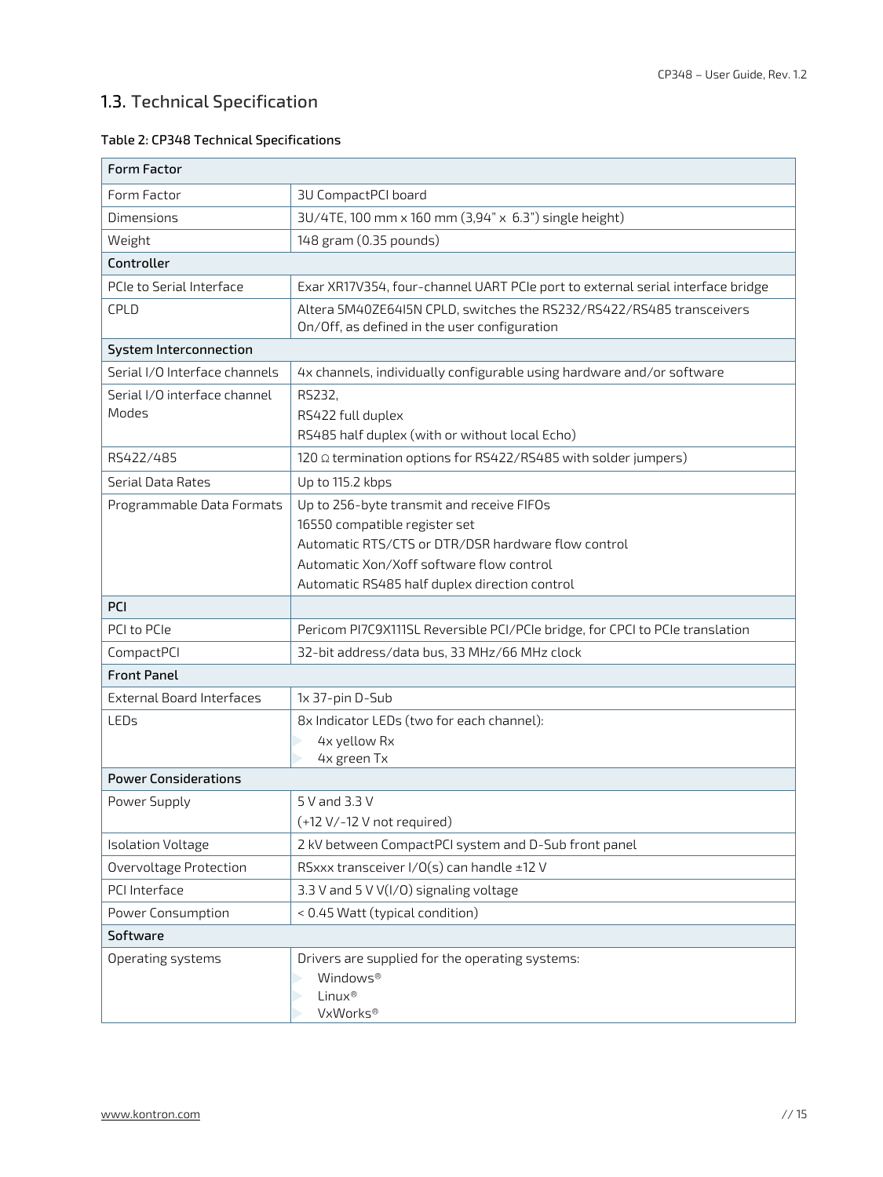## 1.3. Technical Specification

**Table 2: CP348 Technical Specifications**

| **Form Factor** | |
|---|---|
| Form Factor | 3U CompactPCI board |
| Dimensions | 3U/4TE, 100 mm x 160 mm (3,94" x 6.3") single height) |
| Weight | 148 gram (0.35 pounds) |
| **Controller** | |
| PCIe to Serial Interface | Exar XR17V354, four-channel UART PCIe port to external serial interface bridge |
| CPLD | Altera 5M40ZE64I5N CPLD, switches the RS232/RS422/RS485 transceivers On/Off, as defined in the user configuration |
| **System Interconnection** | |
| Serial I/O Interface channels | 4x channels, individually configurable using hardware and/or software |
| Serial I/O interface channel Modes | RS232,<br>RS422 full duplex<br>RS485 half duplex (with or without local Echo) |
| RS422/485 | 120 Ω termination options for RS422/RS485 with solder jumpers) |
| Serial Data Rates | Up to 115.2 kbps |
| Programmable Data Formats | Up to 256-byte transmit and receive FIFOs<br>16550 compatible register set<br>Automatic RTS/CTS or DTR/DSR hardware flow control<br>Automatic Xon/Xoff software flow control<br>Automatic RS485 half duplex direction control |
| **PCI** | |
| PCI to PCIe | Pericom PI7C9X111SL Reversible PCI/PCIe bridge, for CPCI to PCIe translation |
| CompactPCI | 32-bit address/data bus, 33 MHz/66 MHz clock |
| **Front Panel** | |
| External Board Interfaces | 1x 37-pin D-Sub |
| LEDs | 8x Indicator LEDs (two for each channel):<br>▷ 4x yellow Rx<br>▷ 4x green Tx |
| **Power Considerations** | |
| Power Supply | 5 V and 3.3 V<br>(+12 V/-12 V not required) |
| Isolation Voltage | 2 kV between CompactPCI system and D-Sub front panel |
| Overvoltage Protection | RSxxx transceiver I/O(s) can handle ±12 V |
| PCI Interface | 3.3 V and 5 V V(I/O) signaling voltage |
| Power Consumption | < 0.45 Watt (typical condition) |
| **Software** | |
| Operating systems | Drivers are supplied for the operating systems:<br>▷ Windows®<br>▷ Linux®<br>▷ VxWorks® |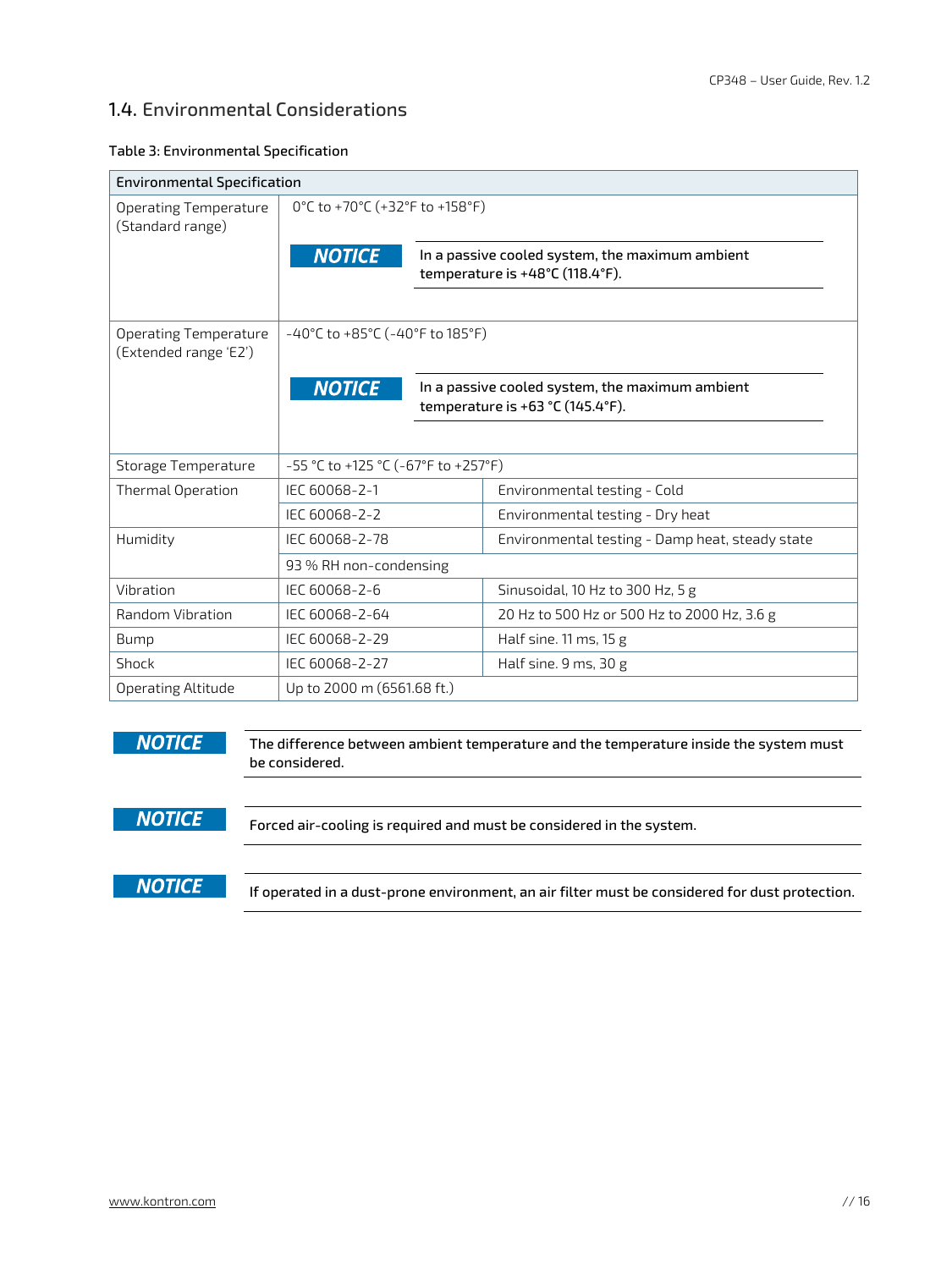## 1.4. Environmental Considerations

Table 3: Environmental Specification

| Environmental Specification | | |
|---|---|---|
| Operating Temperature (Standard range) | 0°C to +70°C (+32°F to +158°F)<br>**NOTICE** In a passive cooled system, the maximum ambient temperature is +48°C (118.4°F). | |
| Operating Temperature (Extended range 'E2') | -40°C to +85°C (-40°F to 185°F)<br>**NOTICE** In a passive cooled system, the maximum ambient temperature is +63 °C (145.4°F). | |
| Storage Temperature | -55 °C to +125 °C (-67°F to +257°F) | |
| Thermal Operation | IEC 60068-2-1 | Environmental testing - Cold |
| | IEC 60068-2-2 | Environmental testing - Dry heat |
| Humidity | IEC 60068-2-78 | Environmental testing - Damp heat, steady state |
| | 93 % RH non-condensing | |
| Vibration | IEC 60068-2-6 | Sinusoidal, 10 Hz to 300 Hz, 5 g |
| Random Vibration | IEC 60068-2-64 | 20 Hz to 500 Hz or 500 Hz to 2000 Hz, 3.6 g |
| Bump | IEC 60068-2-29 | Half sine. 11 ms, 15 g |
| Shock | IEC 60068-2-27 | Half sine. 9 ms, 30 g |
| Operating Altitude | Up to 2000 m (6561.68 ft.) | |

**NOTICE** The difference between ambient temperature and the temperature inside the system must be considered.

**NOTICE** Forced air-cooling is required and must be considered in the system.

**NOTICE** If operated in a dust-prone environment, an air filter must be considered for dust protection.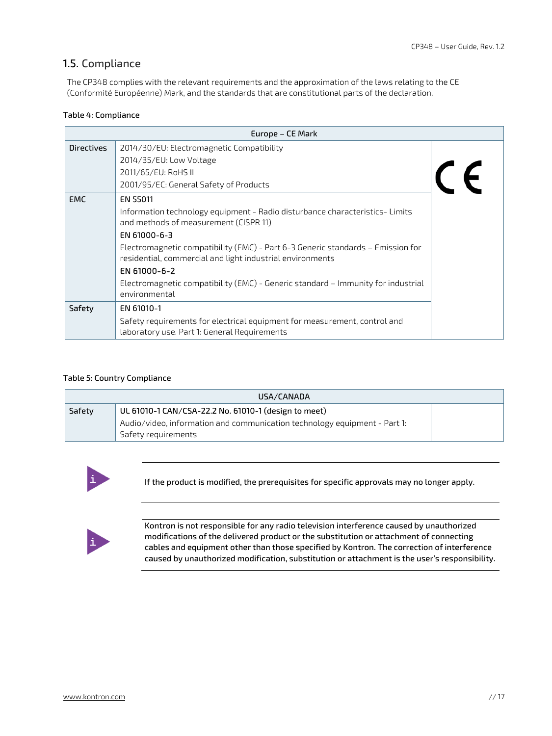## 1.5. Compliance

The CP348 complies with the relevant requirements and the approximation of the laws relating to the CE (Conformité Européenne) Mark, and the standards that are constitutional parts of the declaration.

**Table 4: Compliance**

| Europe – CE Mark | | |
|---|---|---|
| Directives | 2014/30/EU: Electromagnetic Compatibility<br>2014/35/EU: Low Voltage<br>2011/65/EU: RoHS II<br>2001/95/EC: General Safety of Products | CE |
| EMC | EN 55011<br>Information technology equipment - Radio disturbance characteristics- Limits and methods of measurement (CISPR 11)<br>EN 61000-6-3<br>Electromagnetic compatibility (EMC) - Part 6-3 Generic standards – Emission for residential, commercial and light industrial environments<br>EN 61000-6-2<br>Electromagnetic compatibility (EMC) - Generic standard – Immunity for industrial environmental | |
| Safety | EN 61010-1<br>Safety requirements for electrical equipment for measurement, control and laboratory use. Part 1: General Requirements | |

**Table 5: Country Compliance**

| USA/CANADA | | |
|---|---|---|
| Safety | UL 61010-1 CAN/CSA-22.2 No. 61010-1 (design to meet)<br>Audio/video, information and communication technology equipment - Part 1: Safety requirements | |

**If the product is modified, the prerequisites for specific approvals may no longer apply.**

**Kontron is not responsible for any radio television interference caused by unauthorized modifications of the delivered product or the substitution or attachment of connecting cables and equipment other than those specified by Kontron. The correction of interference caused by unauthorized modification, substitution or attachment is the user's responsibility.**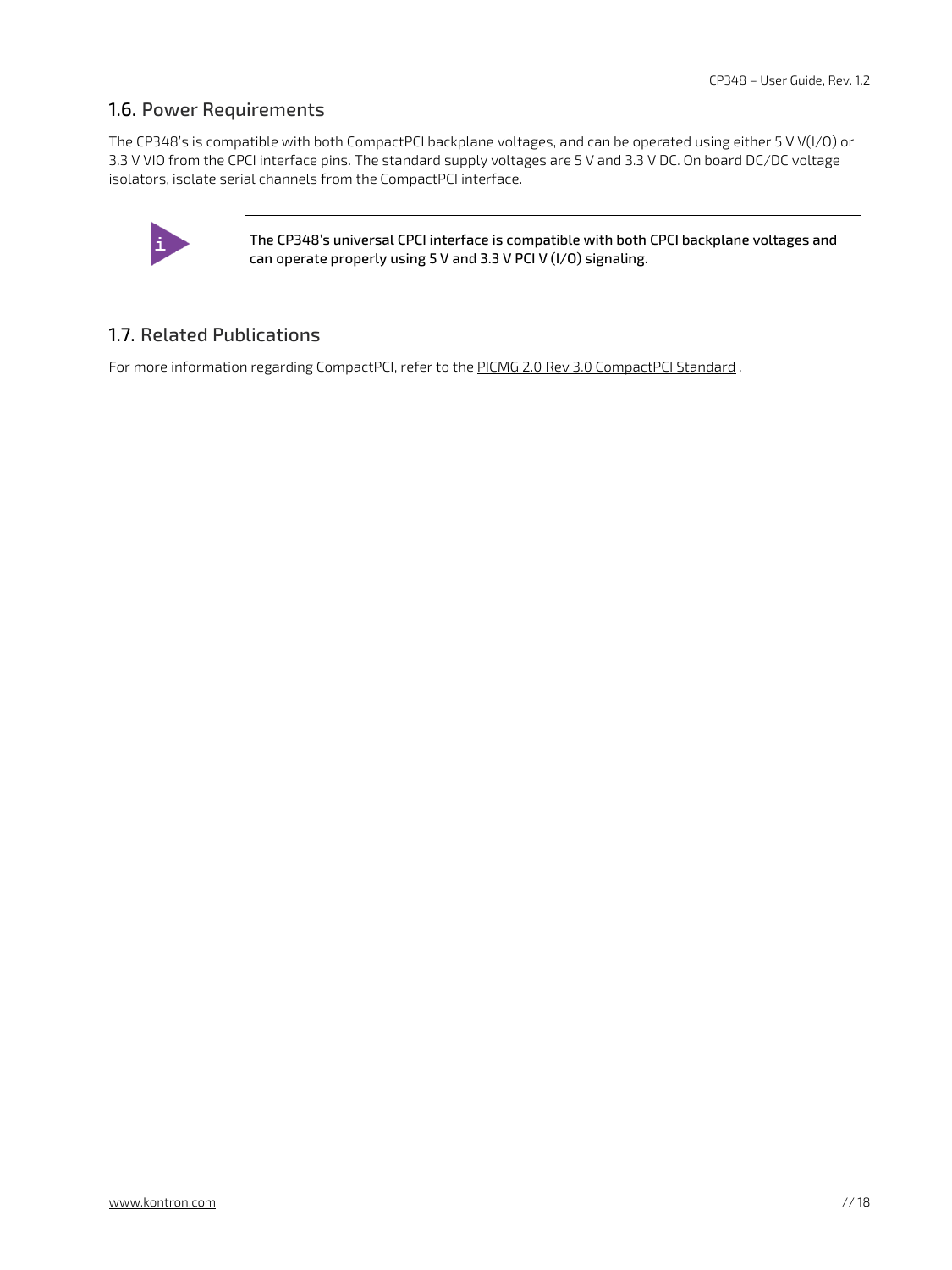## 1.6. Power Requirements

The CP348's is compatible with both CompactPCI backplane voltages, and can be operated using either 5 V V(I/O) or 3.3 V VIO from the CPCI interface pins. The standard supply voltages are 5 V and 3.3 V DC. On board DC/DC voltage isolators, isolate serial channels from the CompactPCI interface.

**The CP348's universal CPCI interface is compatible with both CPCI backplane voltages and can operate properly using 5 V and 3.3 V PCI V (I/O) signaling.**

## 1.7. Related Publications

For more information regarding CompactPCI, refer to the PICMG 2.0 Rev 3.0 CompactPCI Standard .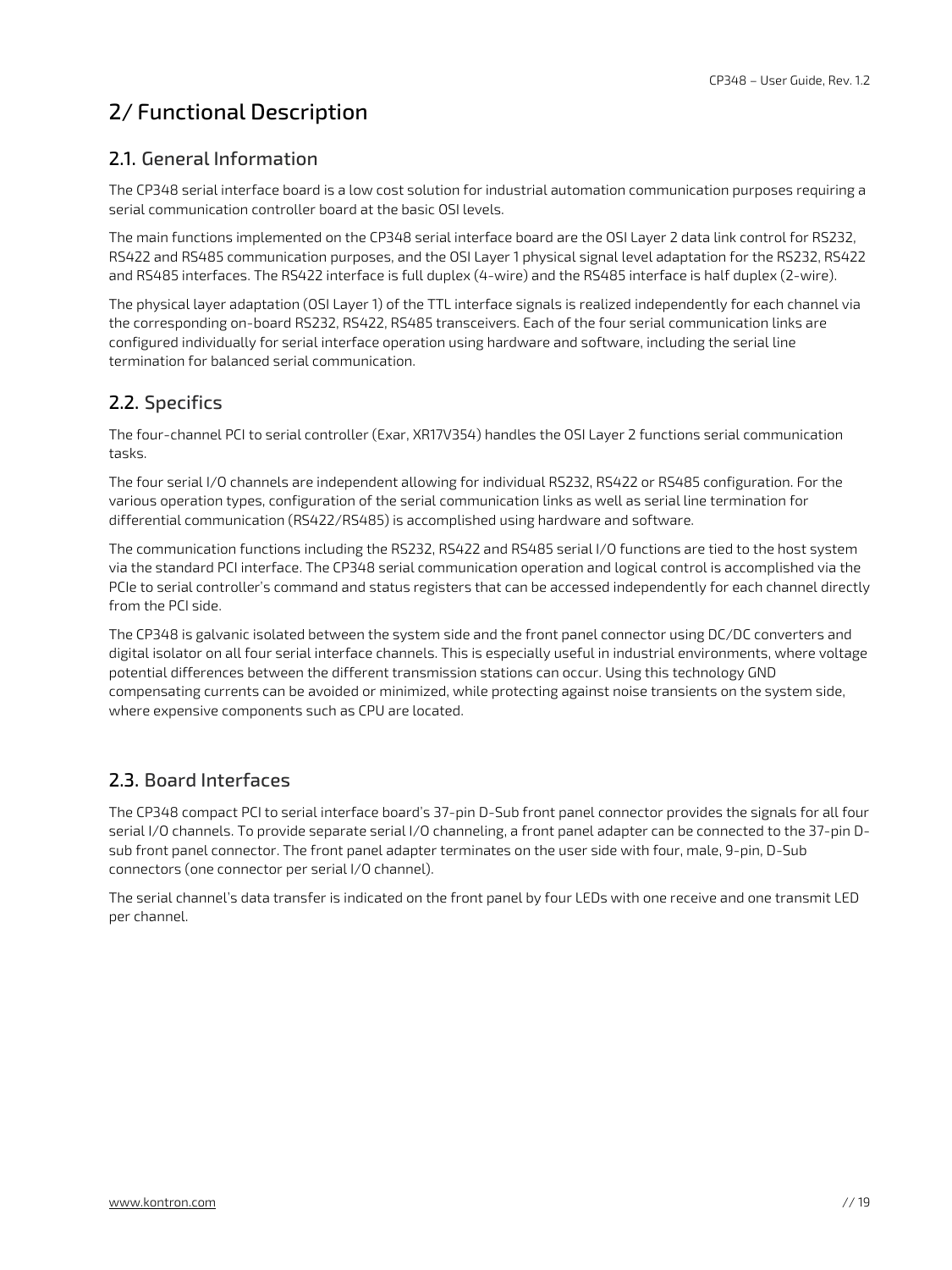# 2/ Functional Description

## 2.1. General Information

The CP348 serial interface board is a low cost solution for industrial automation communication purposes requiring a serial communication controller board at the basic OSI levels.

The main functions implemented on the CP348 serial interface board are the OSI Layer 2 data link control for RS232, RS422 and RS485 communication purposes, and the OSI Layer 1 physical signal level adaptation for the RS232, RS422 and RS485 interfaces. The RS422 interface is full duplex (4-wire) and the RS485 interface is half duplex (2-wire).

The physical layer adaptation (OSI Layer 1) of the TTL interface signals is realized independently for each channel via the corresponding on-board RS232, RS422, RS485 transceivers. Each of the four serial communication links are configured individually for serial interface operation using hardware and software, including the serial line termination for balanced serial communication.

## 2.2. Specifics

The four-channel PCI to serial controller (Exar, XR17V354) handles the OSI Layer 2 functions serial communication tasks.

The four serial I/O channels are independent allowing for individual RS232, RS422 or RS485 configuration. For the various operation types, configuration of the serial communication links as well as serial line termination for differential communication (RS422/RS485) is accomplished using hardware and software.

The communication functions including the RS232, RS422 and RS485 serial I/O functions are tied to the host system via the standard PCI interface. The CP348 serial communication operation and logical control is accomplished via the PCIe to serial controller's command and status registers that can be accessed independently for each channel directly from the PCI side.

The CP348 is galvanic isolated between the system side and the front panel connector using DC/DC converters and digital isolator on all four serial interface channels. This is especially useful in industrial environments, where voltage potential differences between the different transmission stations can occur. Using this technology GND compensating currents can be avoided or minimized, while protecting against noise transients on the system side, where expensive components such as CPU are located.

## 2.3. Board Interfaces

The CP348 compact PCI to serial interface board's 37-pin D-Sub front panel connector provides the signals for all four serial I/O channels. To provide separate serial I/O channeling, a front panel adapter can be connected to the 37-pin D-sub front panel connector. The front panel adapter terminates on the user side with four, male, 9-pin, D-Sub connectors (one connector per serial I/O channel).

The serial channel's data transfer is indicated on the front panel by four LEDs with one receive and one transmit LED per channel.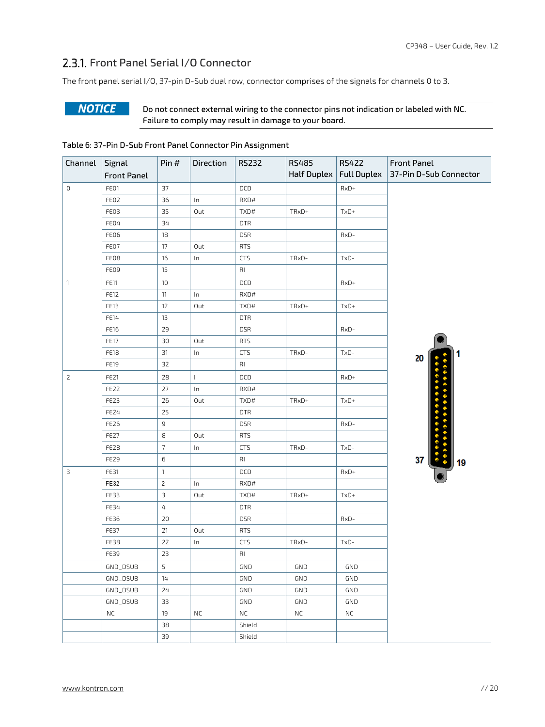### 2.3.1. Front Panel Serial I/O Connector

The front panel serial I/O, 37-pin D-Sub dual row, connector comprises of the signals for channels 0 to 3.

| **NOTICE** | Do not connect external wiring to the connector pins not indication or labeled with NC. Failure to comply may result in damage to your board. |
|---|---|

Table 6: 37-Pin D-Sub Front Panel Connector Pin Assignment

| Channel | Signal Front Panel | Pin # | Direction | RS232 | RS485 Half Duplex | RS422 Full Duplex | Front Panel 37-Pin D-Sub Connector |
|---|---|---|---|---|---|---|---|
| 0 | FE01 | 37 | | DCD | | RxD+ | |
| | FE02 | 36 | In | RXD# | | | |
| | FE03 | 35 | Out | TXD# | TRxD+ | TxD+ | |
| | FE04 | 34 | | DTR | | | |
| | FE06 | 18 | | DSR | | RxD- | |
| | FE07 | 17 | Out | RTS | | | |
| | FE08 | 16 | In | CTS | TRxD- | TxD- | |
| | FE09 | 15 | | RI | | | |
| 1 | FE11 | 10 | | DCD | | RxD+ | |
| | FE12 | 11 | In | RXD# | | | |
| | FE13 | 12 | Out | TXD# | TRxD+ | TxD+ | |
| | FE14 | 13 | | DTR | | | |
| | FE16 | 29 | | DSR | | RxD- | |
| | FE17 | 30 | Out | RTS | | | |
| | FE18 | 31 | In | CTS | TRxD- | TxD- | |
| | FE19 | 32 | | RI | | | |
| 2 | FE21 | 28 | I | DCD | | RxD+ | |
| | FE22 | 27 | In | RXD# | | | |
| | FE23 | 26 | Out | TXD# | TRxD+ | TxD+ | |
| | FE24 | 25 | | DTR | | | |
| | FE26 | 9 | | DSR | | RxD- | |
| | FE27 | 8 | Out | RTS | | | |
| | FE28 | 7 | In | CTS | TRxD- | TxD- | |
| | FE29 | 6 | | RI | | | |
| 3 | FE31 | 1 | | DCD | | RxD+ | |
| | FE32 | 2 | In | RXD# | | | |
| | FE33 | 3 | Out | TXD# | TRxD+ | TxD+ | |
| | FE34 | 4 | | DTR | | | |
| | FE36 | 20 | | DSR | | RxD- | |
| | FE37 | 21 | Out | RTS | | | |
| | FE38 | 22 | In | CTS | TRxD- | TxD- | |
| | FE39 | 23 | | RI | | | |
| | GND_DSUB | 5 | | GND | GND | GND | |
| | GND_DSUB | 14 | | GND | GND | GND | |
| | GND_DSUB | 24 | | GND | GND | GND | |
| | GND_DSUB | 33 | | GND | GND | GND | |
| | NC | 19 | NC | NC | NC | NC | |
| | | 38 | | Shield | | | |
| | | 39 | | Shield | | | |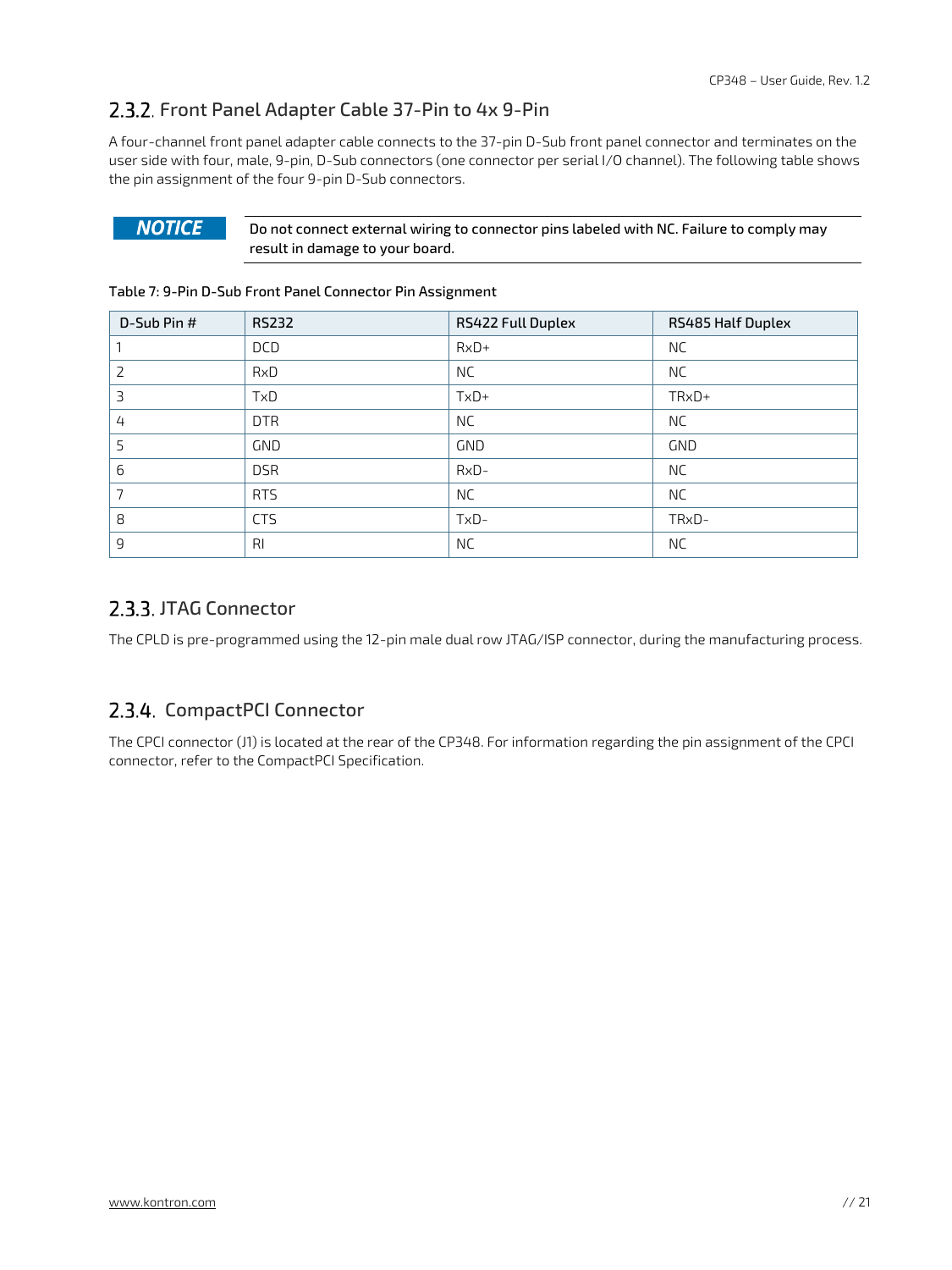### 2.3.2. Front Panel Adapter Cable 37-Pin to 4x 9-Pin

A four-channel front panel adapter cable connects to the 37-pin D-Sub front panel connector and terminates on the user side with four, male, 9-pin, D-Sub connectors (one connector per serial I/O channel). The following table shows the pin assignment of the four 9-pin D-Sub connectors.

**NOTICE**

Do not connect external wiring to connector pins labeled with NC. Failure to comply may result in damage to your board.

Table 7: 9-Pin D-Sub Front Panel Connector Pin Assignment

| D-Sub Pin # | RS232 | RS422 Full Duplex | RS485 Half Duplex |
|---|---|---|---|
| 1 | DCD | RxD+ | NC |
| 2 | RxD | NC | NC |
| 3 | TxD | TxD+ | TRxD+ |
| 4 | DTR | NC | NC |
| 5 | GND | GND | GND |
| 6 | DSR | RxD- | NC |
| 7 | RTS | NC | NC |
| 8 | CTS | TxD- | TRxD- |
| 9 | RI | NC | NC |

### 2.3.3. JTAG Connector

The CPLD is pre-programmed using the 12-pin male dual row JTAG/ISP connector, during the manufacturing process.

### 2.3.4. CompactPCI Connector

The CPCI connector (J1) is located at the rear of the CP348. For information regarding the pin assignment of the CPCI connector, refer to the CompactPCI Specification.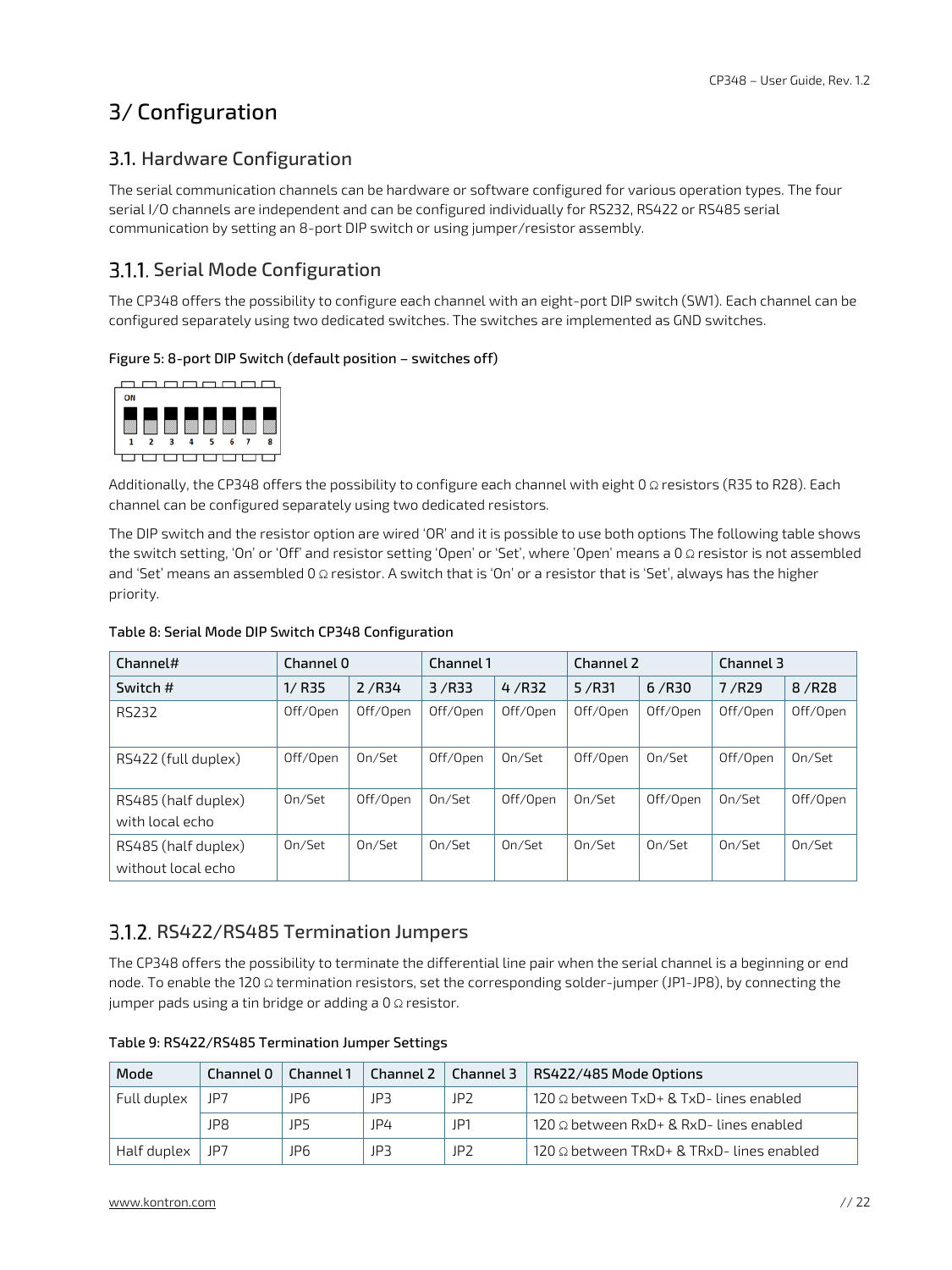# 3/ Configuration

## 3.1. Hardware Configuration

The serial communication channels can be hardware or software configured for various operation types. The four serial I/O channels are independent and can be configured individually for RS232, RS422 or RS485 serial communication by setting an 8-port DIP switch or using jumper/resistor assembly.

### 3.1.1. Serial Mode Configuration

The CP348 offers the possibility to configure each channel with an eight-port DIP switch (SW1). Each channel can be configured separately using two dedicated switches. The switches are implemented as GND switches.

**Figure 5: 8-port DIP Switch (default position – switches off)**

Additionally, the CP348 offers the possibility to configure each channel with eight 0 Ω resistors (R35 to R28). Each channel can be configured separately using two dedicated resistors.

The DIP switch and the resistor option are wired 'OR' and it is possible to use both options The following table shows the switch setting, 'On' or 'Off' and resistor setting 'Open' or 'Set', where 'Open' means a 0 Ω resistor is not assembled and 'Set' means an assembled 0 Ω resistor. A switch that is 'On' or a resistor that is 'Set', always has the higher priority.

**Table 8: Serial Mode DIP Switch CP348 Configuration**

| Channel# | Channel 0 | | Channel 1 | | Channel 2 | | Channel 3 | |
|---|---|---|---|---|---|---|---|---|
| Switch # | 1/ R35 | 2 /R34 | 3 /R33 | 4 /R32 | 5 /R31 | 6 /R30 | 7 /R29 | 8 /R28 |
| RS232 | Off/Open | Off/Open | Off/Open | Off/Open | Off/Open | Off/Open | Off/Open | Off/Open |
| RS422 (full duplex) | Off/Open | On/Set | Off/Open | On/Set | Off/Open | On/Set | Off/Open | On/Set |
| RS485 (half duplex) with local echo | On/Set | Off/Open | On/Set | Off/Open | On/Set | Off/Open | On/Set | Off/Open |
| RS485 (half duplex) without local echo | On/Set | On/Set | On/Set | On/Set | On/Set | On/Set | On/Set | On/Set |

### 3.1.2. RS422/RS485 Termination Jumpers

The CP348 offers the possibility to terminate the differential line pair when the serial channel is a beginning or end node. To enable the 120 Ω termination resistors, set the corresponding solder-jumper (JP1-JP8), by connecting the jumper pads using a tin bridge or adding a 0 Ω resistor.

**Table 9: RS422/RS485 Termination Jumper Settings**

| Mode | Channel 0 | Channel 1 | Channel 2 | Channel 3 | RS422/485 Mode Options |
|---|---|---|---|---|---|
| Full duplex | JP7 | JP6 | JP3 | JP2 | 120 Ω between TxD+ & TxD- lines enabled |
| | JP8 | JP5 | JP4 | JP1 | 120 Ω between RxD+ & RxD- lines enabled |
| Half duplex | JP7 | JP6 | JP3 | JP2 | 120 Ω between TRxD+ & TRxD- lines enabled |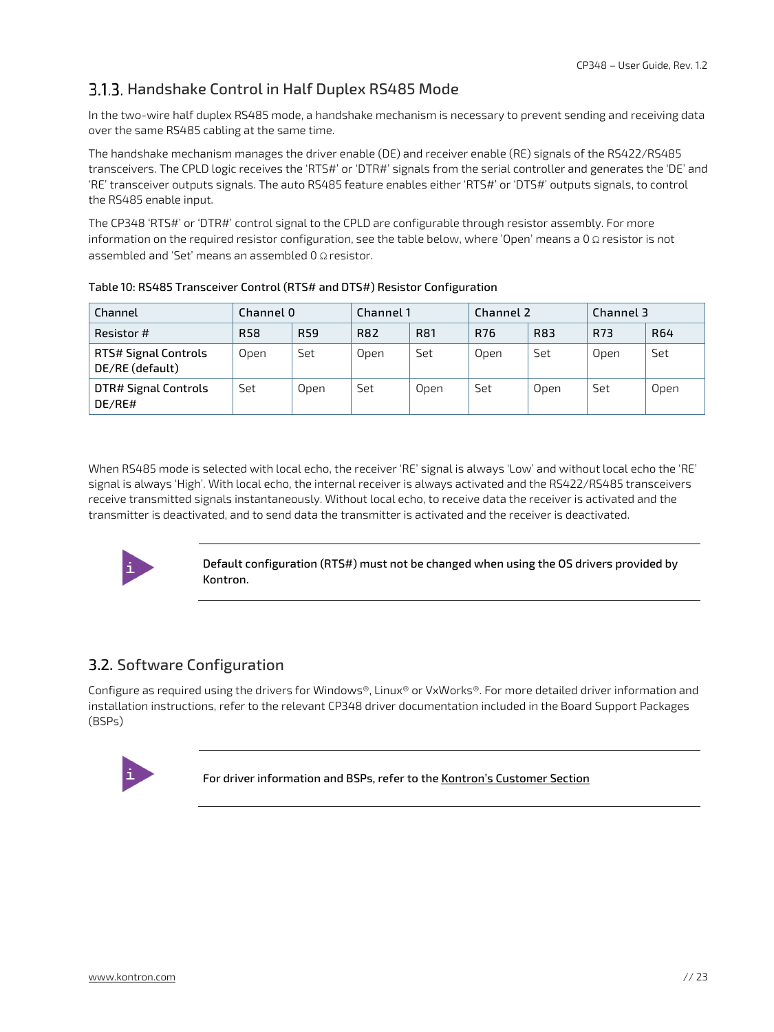### 3.1.3. Handshake Control in Half Duplex RS485 Mode

In the two-wire half duplex RS485 mode, a handshake mechanism is necessary to prevent sending and receiving data over the same RS485 cabling at the same time.

The handshake mechanism manages the driver enable (DE) and receiver enable (RE) signals of the RS422/RS485 transceivers. The CPLD logic receives the 'RTS#' or 'DTR#' signals from the serial controller and generates the 'DE' and 'RE' transceiver outputs signals. The auto RS485 feature enables either 'RTS#' or 'DTS#' outputs signals, to control the RS485 enable input.

The CP348 'RTS#' or 'DTR#' control signal to the CPLD are configurable through resistor assembly. For more information on the required resistor configuration, see the table below, where 'Open' means a 0 Ω resistor is not assembled and 'Set' means an assembled 0 Ω resistor.

**Table 10: RS485 Transceiver Control (RTS# and DTS#) Resistor Configuration**

| Channel | Channel 0 | | Channel 1 | | Channel 2 | | Channel 3 | |
|---|---|---|---|---|---|---|---|---|
| Resistor # | R58 | R59 | R82 | R81 | R76 | R83 | R73 | R64 |
| RTS# Signal Controls DE/RE (default) | Open | Set | Open | Set | Open | Set | Open | Set |
| DTR# Signal Controls DE/RE# | Set | Open | Set | Open | Set | Open | Set | Open |

When RS485 mode is selected with local echo, the receiver 'RE' signal is always 'Low' and without local echo the 'RE' signal is always 'High'. With local echo, the internal receiver is always activated and the RS422/RS485 transceivers receive transmitted signals instantaneously. Without local echo, to receive data the receiver is activated and the transmitter is deactivated, and to send data the transmitter is activated and the receiver is deactivated.

**Default configuration (RTS#) must not be changed when using the OS drivers provided by Kontron.**

## 3.2. Software Configuration

Configure as required using the drivers for Windows®, Linux® or VxWorks®. For more detailed driver information and installation instructions, refer to the relevant CP348 driver documentation included in the Board Support Packages (BSPs)

**For driver information and BSPs, refer to the Kontron's Customer Section**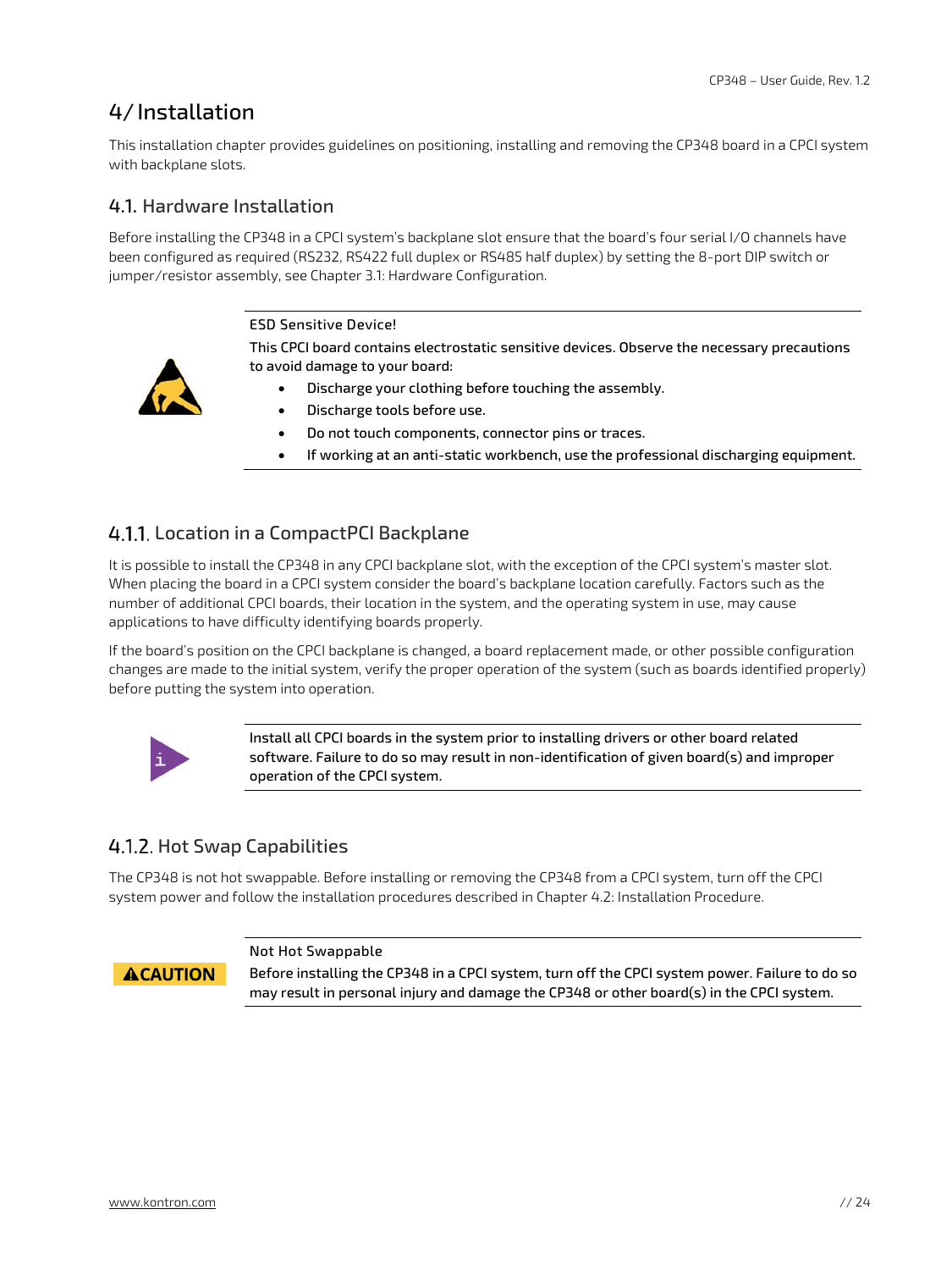# 4/ Installation

This installation chapter provides guidelines on positioning, installing and removing the CP348 board in a CPCI system with backplane slots.

## 4.1. Hardware Installation

Before installing the CP348 in a CPCI system's backplane slot ensure that the board's four serial I/O channels have been configured as required (RS232, RS422 full duplex or RS485 half duplex) by setting the 8-port DIP switch or jumper/resistor assembly, see Chapter 3.1: Hardware Configuration.

**ESD Sensitive Device!**

**This CPCI board contains electrostatic sensitive devices. Observe the necessary precautions to avoid damage to your board:**

- **Discharge your clothing before touching the assembly.**
- **Discharge tools before use.**
- **Do not touch components, connector pins or traces.**
- **If working at an anti-static workbench, use the professional discharging equipment.**

### 4.1.1. Location in a CompactPCI Backplane

It is possible to install the CP348 in any CPCI backplane slot, with the exception of the CPCI system's master slot. When placing the board in a CPCI system consider the board's backplane location carefully. Factors such as the number of additional CPCI boards, their location in the system, and the operating system in use, may cause applications to have difficulty identifying boards properly.

If the board's position on the CPCI backplane is changed, a board replacement made, or other possible configuration changes are made to the initial system, verify the proper operation of the system (such as boards identified properly) before putting the system into operation.

**Install all CPCI boards in the system prior to installing drivers or other board related software. Failure to do so may result in non-identification of given board(s) and improper operation of the CPCI system.**

### 4.1.2. Hot Swap Capabilities

The CP348 is not hot swappable. Before installing or removing the CP348 from a CPCI system, turn off the CPCI system power and follow the installation procedures described in Chapter 4.2: Installation Procedure.

**CAUTION**

**Not Hot Swappable**

**Before installing the CP348 in a CPCI system, turn off the CPCI system power. Failure to do so may result in personal injury and damage the CP348 or other board(s) in the CPCI system.**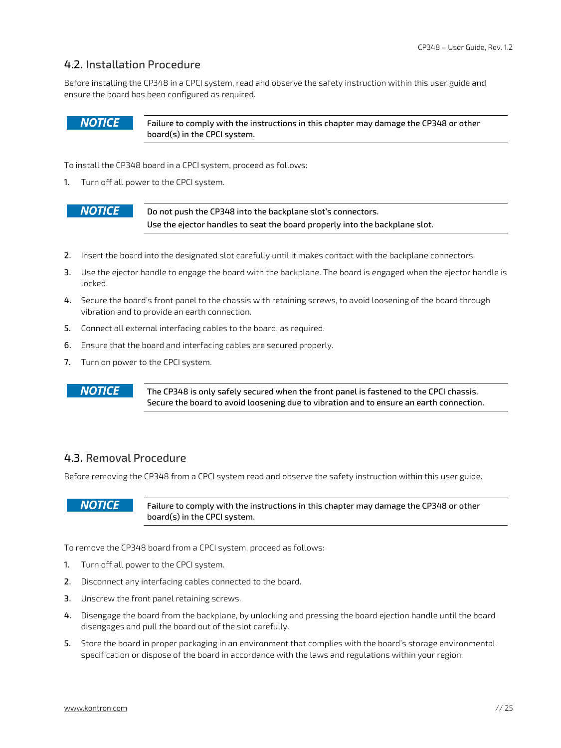## 4.2. Installation Procedure

Before installing the CP348 in a CPCI system, read and observe the safety instruction within this user guide and ensure the board has been configured as required.

> ***NOTICE*** **Failure to comply with the instructions in this chapter may damage the CP348 or other board(s) in the CPCI system.**

To install the CP348 board in a CPCI system, proceed as follows:

1. Turn off all power to the CPCI system.

> ***NOTICE*** **Do not push the CP348 into the backplane slot's connectors.**
> **Use the ejector handles to seat the board properly into the backplane slot.**

2. Insert the board into the designated slot carefully until it makes contact with the backplane connectors.
3. Use the ejector handle to engage the board with the backplane. The board is engaged when the ejector handle is locked.
4. Secure the board's front panel to the chassis with retaining screws, to avoid loosening of the board through vibration and to provide an earth connection.
5. Connect all external interfacing cables to the board, as required.
6. Ensure that the board and interfacing cables are secured properly.
7. Turn on power to the CPCI system.

> ***NOTICE*** **The CP348 is only safely secured when the front panel is fastened to the CPCI chassis. Secure the board to avoid loosening due to vibration and to ensure an earth connection.**

## 4.3. Removal Procedure

Before removing the CP348 from a CPCI system read and observe the safety instruction within this user guide.

> ***NOTICE*** **Failure to comply with the instructions in this chapter may damage the CP348 or other board(s) in the CPCI system.**

To remove the CP348 board from a CPCI system, proceed as follows:

1. Turn off all power to the CPCI system.
2. Disconnect any interfacing cables connected to the board.
3. Unscrew the front panel retaining screws.
4. Disengage the board from the backplane, by unlocking and pressing the board ejection handle until the board disengages and pull the board out of the slot carefully.
5. Store the board in proper packaging in an environment that complies with the board's storage environmental specification or dispose of the board in accordance with the laws and regulations within your region.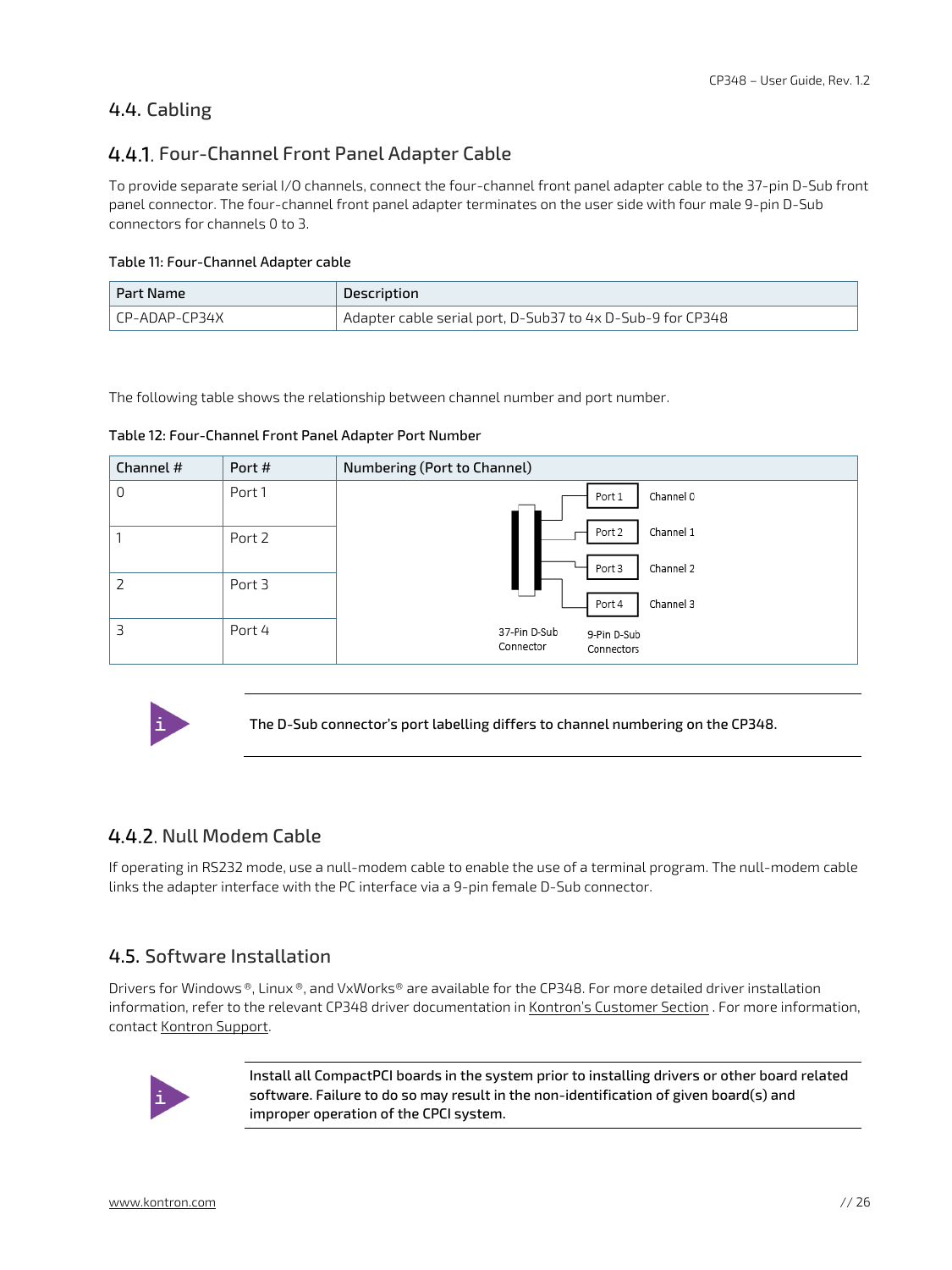## 4.4. Cabling

### 4.4.1. Four-Channel Front Panel Adapter Cable

To provide separate serial I/O channels, connect the four-channel front panel adapter cable to the 37-pin D-Sub front panel connector. The four-channel front panel adapter terminates on the user side with four male 9-pin D-Sub connectors for channels 0 to 3.

**Table 11: Four-Channel Adapter cable**

| Part Name | Description |
|---|---|
| CP-ADAP-CP34X | Adapter cable serial port, D-Sub37 to 4x D-Sub-9 for CP348 |

The following table shows the relationship between channel number and port number.

**Table 12: Four-Channel Front Panel Adapter Port Number**

| Channel # | Port # | Numbering (Port to Channel) |
|---|---|---|
| 0 | Port 1 | Port 1 – Channel 0 |
| 1 | Port 2 | Port 2 – Channel 1 |
| 2 | Port 3 | Port 3 – Channel 2 |
| 3 | Port 4 | Port 4 – Channel 3<br>37-Pin D-Sub Connector; 9-Pin D-Sub Connectors |

**The D-Sub connector's port labelling differs to channel numbering on the CP348.**

### 4.4.2. Null Modem Cable

If operating in RS232 mode, use a null-modem cable to enable the use of a terminal program. The null-modem cable links the adapter interface with the PC interface via a 9-pin female D-Sub connector.

## 4.5. Software Installation

Drivers for Windows®, Linux®, and VxWorks® are available for the CP348. For more detailed driver installation information, refer to the relevant CP348 driver documentation in Kontron's Customer Section . For more information, contact Kontron Support.

**Install all CompactPCI boards in the system prior to installing drivers or other board related software. Failure to do so may result in the non-identification of given board(s) and improper operation of the CPCI system.**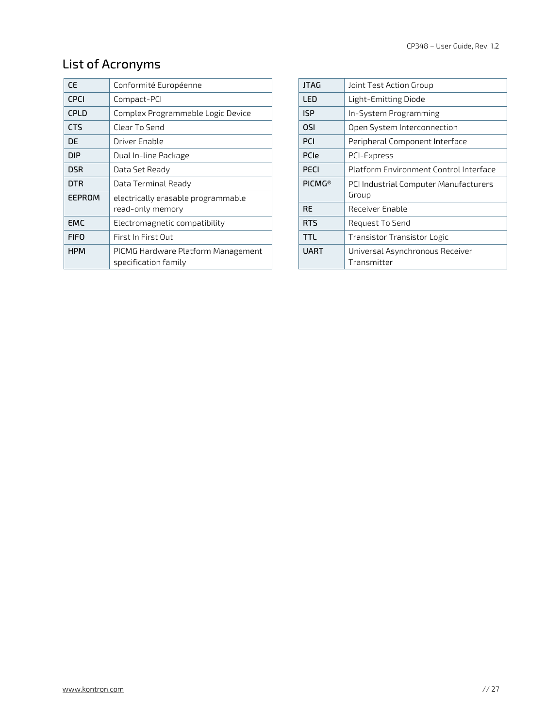# List of Acronyms

| | |
|---|---|
| **CE** | Conformité Européenne |
| **CPCI** | Compact-PCI |
| **CPLD** | Complex Programmable Logic Device |
| **CTS** | Clear To Send |
| **DE** | Driver Enable |
| **DIP** | Dual In-line Package |
| **DSR** | Data Set Ready |
| **DTR** | Data Terminal Ready |
| **EEPROM** | electrically erasable programmable read-only memory |
| **EMC** | Electromagnetic compatibility |
| **FIFO** | First In First Out |
| **HPM** | PICMG Hardware Platform Management specification family |
| **JTAG** | Joint Test Action Group |
| **LED** | Light-Emitting Diode |
| **ISP** | In-System Programming |
| **OSI** | Open System Interconnection |
| **PCI** | Peripheral Component Interface |
| **PCIe** | PCI-Express |
| **PECI** | Platform Environment Control Interface |
| **PICMG®** | PCI Industrial Computer Manufacturers Group |
| **RE** | Receiver Enable |
| **RTS** | Request To Send |
| **TTL** | Transistor Transistor Logic |
| **UART** | Universal Asynchronous Receiver Transmitter |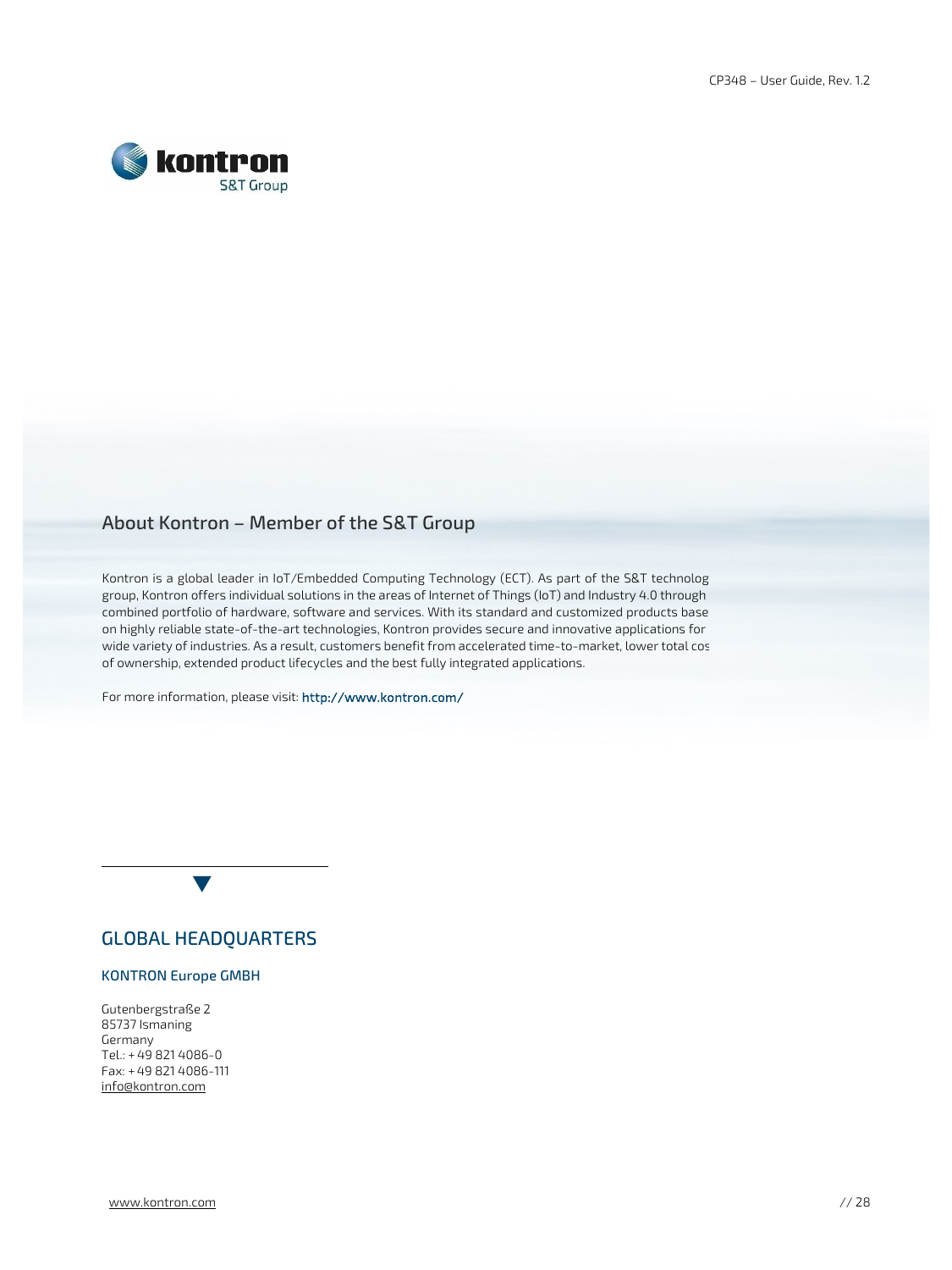## About Kontron – Member of the S&T Group

Kontron is a global leader in IoT/Embedded Computing Technology (ECT). As part of the S&T technolog group, Kontron offers individual solutions in the areas of Internet of Things (IoT) and Industry 4.0 through combined portfolio of hardware, software and services. With its standard and customized products base on highly reliable state-of-the-art technologies, Kontron provides secure and innovative applications for wide variety of industries. As a result, customers benefit from accelerated time-to-market, lower total cos of ownership, extended product lifecycles and the best fully integrated applications.

For more information, please visit: **http://www.kontron.com/**

## GLOBAL HEADQUARTERS

### KONTRON Europe GMBH

Gutenbergstraße 2
85737 Ismaning
Germany
Tel.: + 49 821 4086-0
Fax: + 49 821 4086-111
info@kontron.com